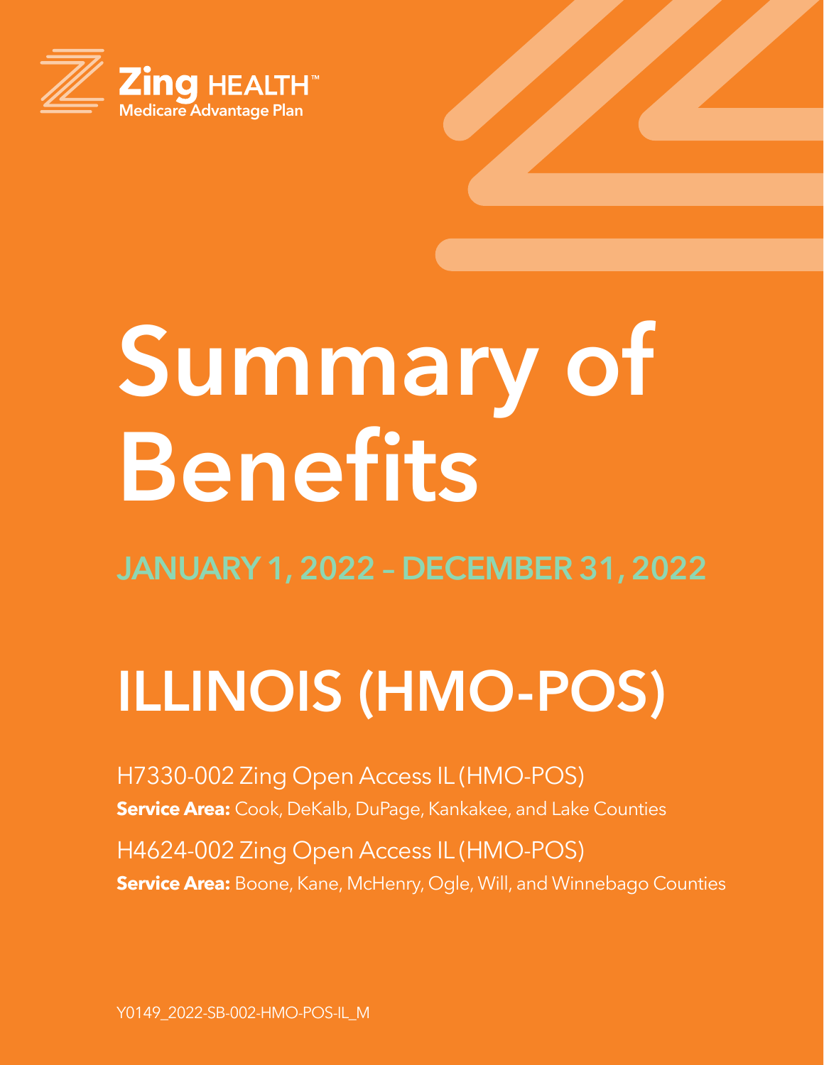Zing HEALTH™
Medicare Advantage Plan

# Summary of Benefits

## JANUARY 1, 2022 – DECEMBER 31, 2022

# ILLINOIS (HMO-POS)

H7330-002 Zing Open Access IL (HMO-POS)

**Service Area:** Cook, DeKalb, DuPage, Kankakee, and Lake Counties

H4624-002 Zing Open Access IL (HMO-POS)

**Service Area:** Boone, Kane, McHenry, Ogle, Will, and Winnebago Counties

Y0149_2022-SB-002-HMO-POS-IL_M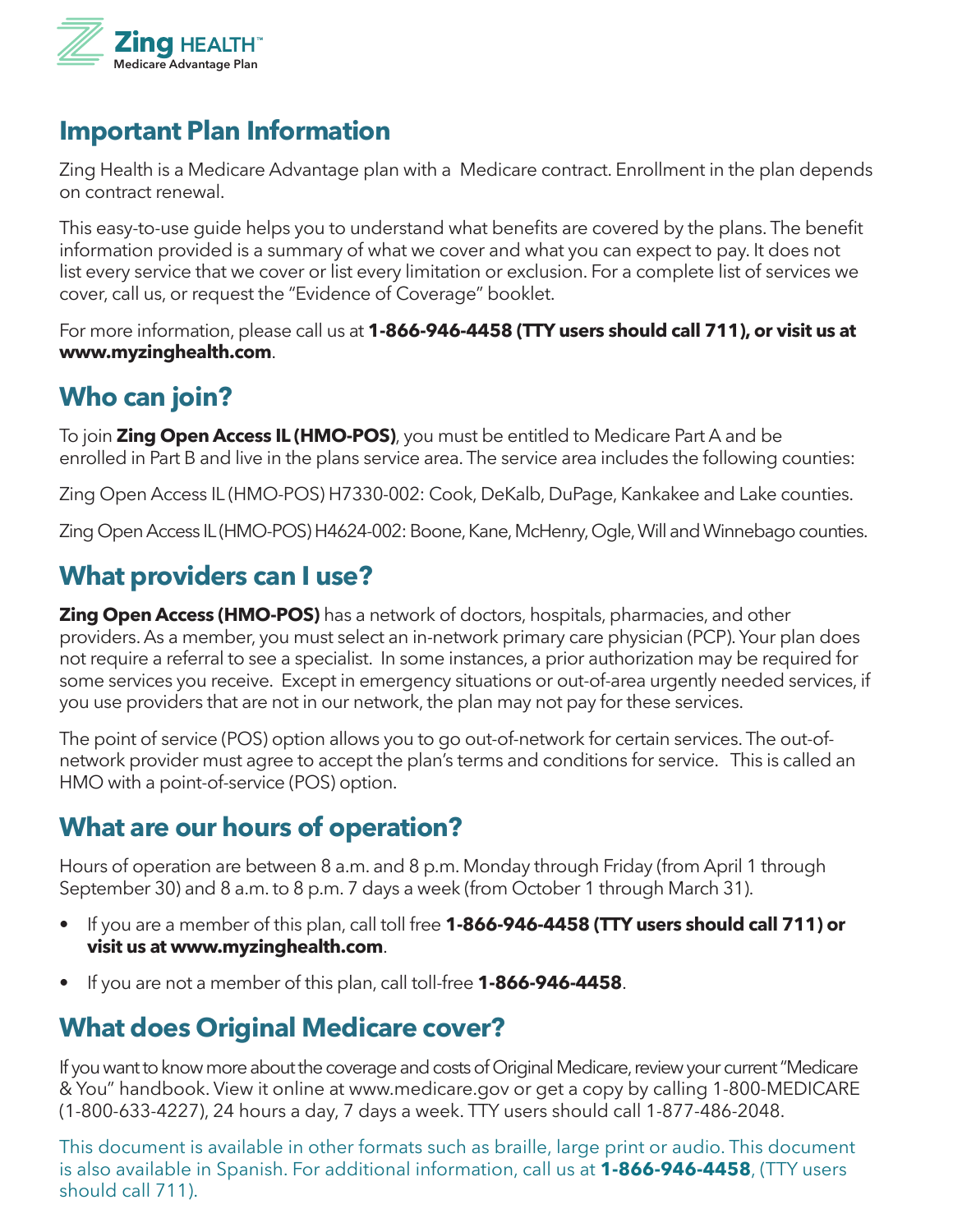# Important Plan Information

Zing Health is a Medicare Advantage plan with a Medicare contract. Enrollment in the plan depends on contract renewal.

This easy-to-use guide helps you to understand what benefits are covered by the plans. The benefit information provided is a summary of what we cover and what you can expect to pay. It does not list every service that we cover or list every limitation or exclusion. For a complete list of services we cover, call us, or request the "Evidence of Coverage" booklet.

For more information, please call us at **1-866-946-4458 (TTY users should call 711), or visit us at www.myzinghealth.com**.

## Who can join?

To join **Zing Open Access IL (HMO-POS)**, you must be entitled to Medicare Part A and be enrolled in Part B and live in the plans service area. The service area includes the following counties:

Zing Open Access IL (HMO-POS) H7330-002: Cook, DeKalb, DuPage, Kankakee and Lake counties.

Zing Open Access IL (HMO-POS) H4624-002: Boone, Kane, McHenry, Ogle, Will and Winnebago counties.

## What providers can I use?

**Zing Open Access (HMO-POS)** has a network of doctors, hospitals, pharmacies, and other providers. As a member, you must select an in-network primary care physician (PCP). Your plan does not require a referral to see a specialist. In some instances, a prior authorization may be required for some services you receive. Except in emergency situations or out-of-area urgently needed services, if you use providers that are not in our network, the plan may not pay for these services.

The point of service (POS) option allows you to go out-of-network for certain services. The out-of-network provider must agree to accept the plan's terms and conditions for service. This is called an HMO with a point-of-service (POS) option.

## What are our hours of operation?

Hours of operation are between 8 a.m. and 8 p.m. Monday through Friday (from April 1 through September 30) and 8 a.m. to 8 p.m. 7 days a week (from October 1 through March 31).

- If you are a member of this plan, call toll free **1-866-946-4458 (TTY users should call 711) or visit us at www.myzinghealth.com**.
- If you are not a member of this plan, call toll-free **1-866-946-4458**.

## What does Original Medicare cover?

If you want to know more about the coverage and costs of Original Medicare, review your current "Medicare & You" handbook. View it online at www.medicare.gov or get a copy by calling 1-800-MEDICARE (1-800-633-4227), 24 hours a day, 7 days a week. TTY users should call 1-877-486-2048.

This document is available in other formats such as braille, large print or audio. This document is also available in Spanish. For additional information, call us at **1-866-946-4458**, (TTY users should call 711).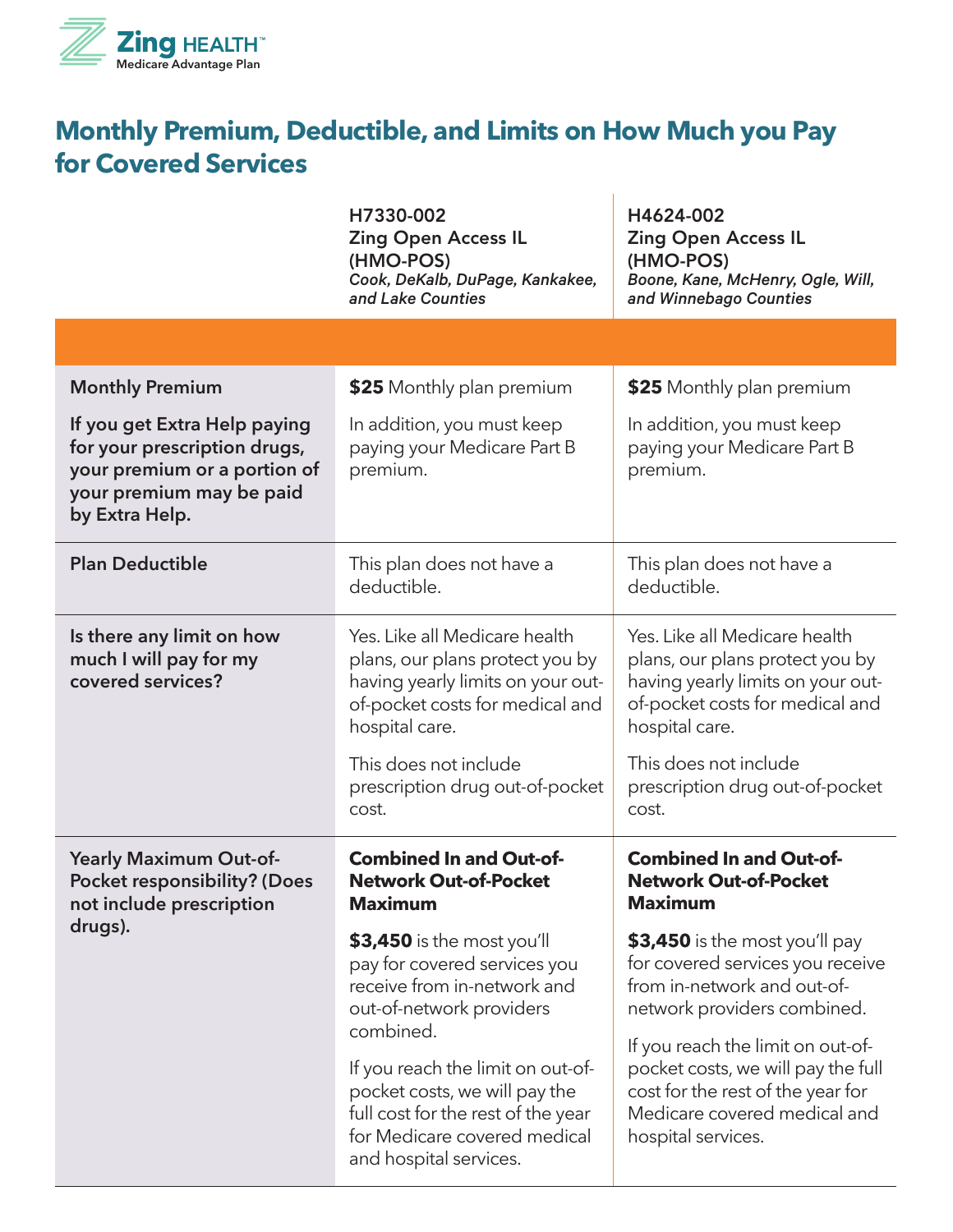# Monthly Premium, Deductible, and Limits on How Much you Pay for Covered Services

| | H7330-002<br>Zing Open Access IL (HMO-POS)<br>*Cook, DeKalb, DuPage, Kankakee, and Lake Counties* | H4624-002<br>Zing Open Access IL (HMO-POS)<br>*Boone, Kane, McHenry, Ogle, Will, and Winnebago Counties* |
|---|---|---|
| **Monthly Premium**<br><br>**If you get Extra Help paying for your prescription drugs, your premium or a portion of your premium may be paid by Extra Help.** | **$25** Monthly plan premium<br><br>In addition, you must keep paying your Medicare Part B premium. | **$25** Monthly plan premium<br><br>In addition, you must keep paying your Medicare Part B premium. |
| **Plan Deductible** | This plan does not have a deductible. | This plan does not have a deductible. |
| **Is there any limit on how much I will pay for my covered services?** | Yes. Like all Medicare health plans, our plans protect you by having yearly limits on your out-of-pocket costs for medical and hospital care.<br><br>This does not include prescription drug out-of-pocket cost. | Yes. Like all Medicare health plans, our plans protect you by having yearly limits on your out-of-pocket costs for medical and hospital care.<br><br>This does not include prescription drug out-of-pocket cost. |
| **Yearly Maximum Out-of-Pocket responsibility? (Does not include prescription drugs).** | **Combined In and Out-of-Network Out-of-Pocket Maximum**<br><br>**$3,450** is the most you'll pay for covered services you receive from in-network and out-of-network providers combined.<br><br>If you reach the limit on out-of-pocket costs, we will pay the full cost for the rest of the year for Medicare covered medical and hospital services. | **Combined In and Out-of-Network Out-of-Pocket Maximum**<br><br>**$3,450** is the most you'll pay for covered services you receive from in-network and out-of-network providers combined.<br><br>If you reach the limit on out-of-pocket costs, we will pay the full cost for the rest of the year for Medicare covered medical and hospital services. |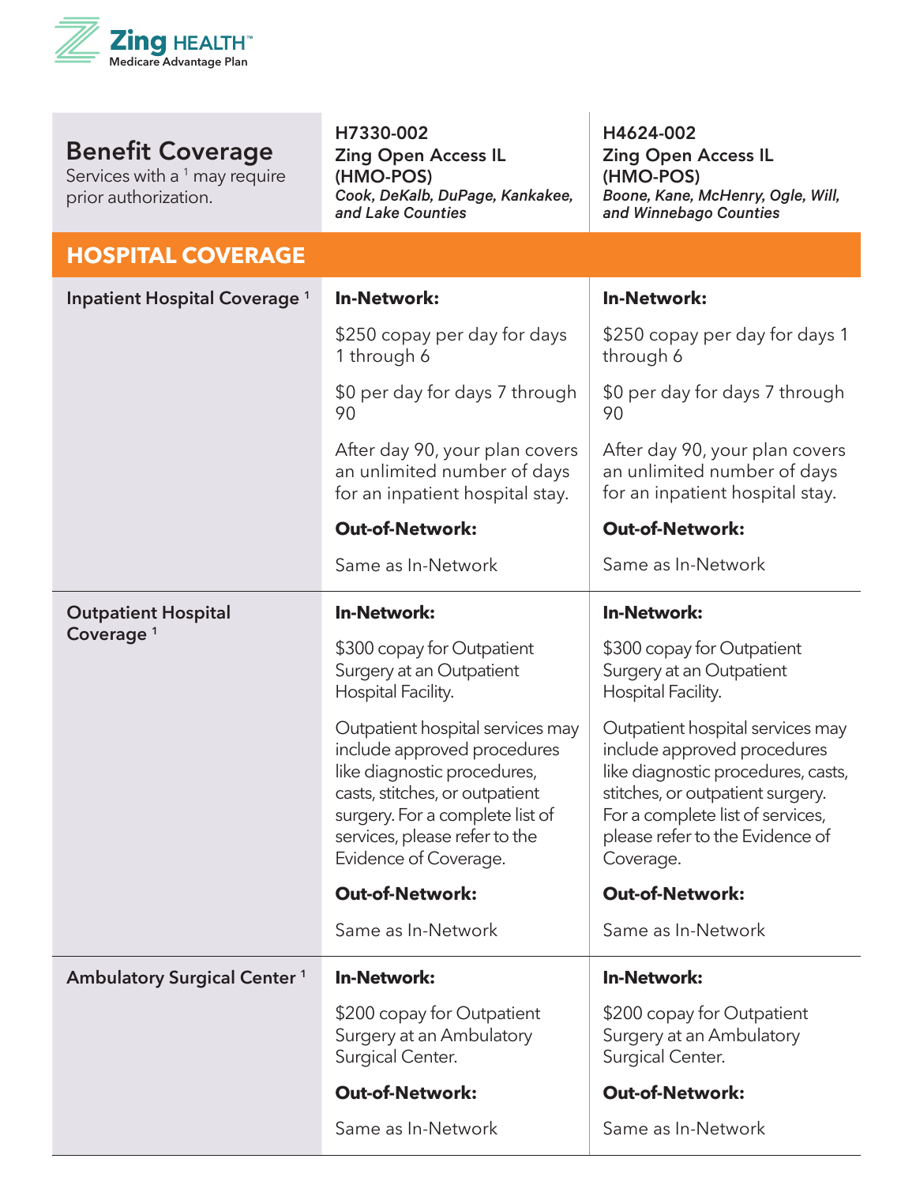Zing HEALTH™
Medicare Advantage Plan

| Benefit Coverage<br>Services with a [1] may require prior authorization. | **H7330-002**<br>**Zing Open Access IL (HMO-POS)**<br>***Cook, DeKalb, DuPage, Kankakee, and Lake Counties*** | **H4624-002**<br>**Zing Open Access IL (HMO-POS)**<br>***Boone, Kane, McHenry, Ogle, Will, and Winnebago Counties*** |
|---|---|---|
| **HOSPITAL COVERAGE** | | |
| **Inpatient Hospital Coverage** [1] | **In-Network:**<br>$250 copay per day for days 1 through 6<br>$0 per day for days 7 through 90<br>After day 90, your plan covers an unlimited number of days for an inpatient hospital stay.<br>**Out-of-Network:**<br>Same as In-Network | **In-Network:**<br>$250 copay per day for days 1 through 6<br>$0 per day for days 7 through 90<br>After day 90, your plan covers an unlimited number of days for an inpatient hospital stay.<br>**Out-of-Network:**<br>Same as In-Network |
| **Outpatient Hospital Coverage** [1] | **In-Network:**<br>$300 copay for Outpatient Surgery at an Outpatient Hospital Facility.<br>Outpatient hospital services may include approved procedures like diagnostic procedures, casts, stitches, or outpatient surgery. For a complete list of services, please refer to the Evidence of Coverage.<br>**Out-of-Network:**<br>Same as In-Network | **In-Network:**<br>$300 copay for Outpatient Surgery at an Outpatient Hospital Facility.<br>Outpatient hospital services may include approved procedures like diagnostic procedures, casts, stitches, or outpatient surgery. For a complete list of services, please refer to the Evidence of Coverage.<br>**Out-of-Network:**<br>Same as In-Network |
| **Ambulatory Surgical Center** [1] | **In-Network:**<br>$200 copay for Outpatient Surgery at an Ambulatory Surgical Center.<br>**Out-of-Network:**<br>Same as In-Network | **In-Network:**<br>$200 copay for Outpatient Surgery at an Ambulatory Surgical Center.<br>**Out-of-Network:**<br>Same as In-Network |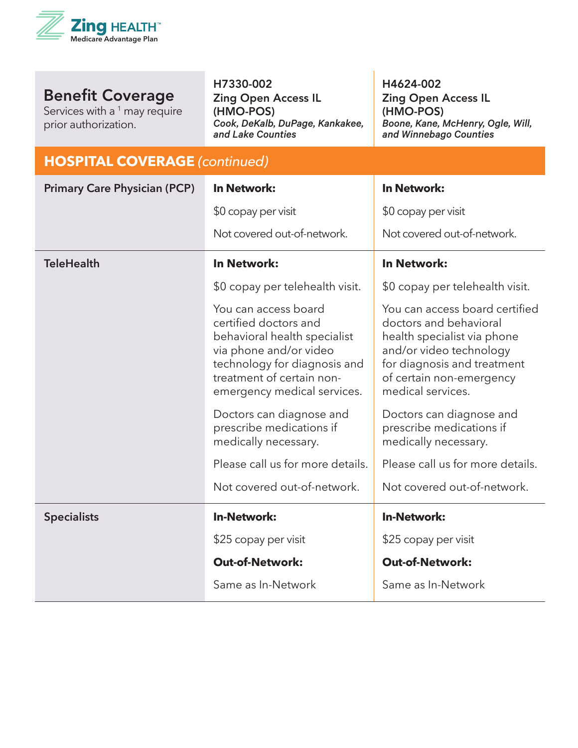Zing HEALTH™ Medicare Advantage Plan

| **Benefit Coverage**<br>Services with a [1] may require prior authorization. | **H7330-002**<br>**Zing Open Access IL (HMO-POS)**<br>***Cook, DeKalb, DuPage, Kankakee, and Lake Counties*** | **H4624-002**<br>**Zing Open Access IL (HMO-POS)**<br>***Boone, Kane, McHenry, Ogle, Will, and Winnebago Counties*** |
|---|---|---|
| **HOSPITAL COVERAGE** *(continued)* | | |
| **Primary Care Physician (PCP)** | **In Network:**<br>$0 copay per visit<br>Not covered out-of-network. | **In Network:**<br>$0 copay per visit<br>Not covered out-of-network. |
| **TeleHealth** | **In Network:**<br>$0 copay per telehealth visit.<br>You can access board certified doctors and behavioral health specialist via phone and/or video technology for diagnosis and treatment of certain non-emergency medical services.<br>Doctors can diagnose and prescribe medications if medically necessary.<br>Please call us for more details.<br>Not covered out-of-network. | **In Network:**<br>$0 copay per telehealth visit.<br>You can access board certified doctors and behavioral health specialist via phone and/or video technology for diagnosis and treatment of certain non-emergency medical services.<br>Doctors can diagnose and prescribe medications if medically necessary.<br>Please call us for more details.<br>Not covered out-of-network. |
| **Specialists** | **In-Network:**<br>$25 copay per visit<br>**Out-of-Network:**<br>Same as In-Network | **In-Network:**<br>$25 copay per visit<br>**Out-of-Network:**<br>Same as In-Network |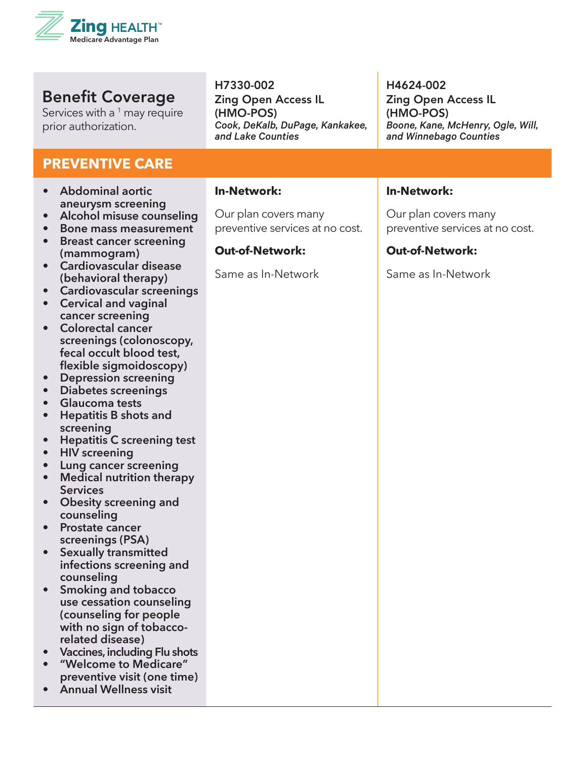| **Benefit Coverage**<br>Services with a [1] may require prior authorization. | **H7330-002**<br>**Zing Open Access IL (HMO-POS)**<br>***Cook, DeKalb, DuPage, Kankakee, and Lake Counties*** | **H4624-002**<br>**Zing Open Access IL (HMO-POS)**<br>***Boone, Kane, McHenry, Ogle, Will, and Winnebago Counties*** |
|---|---|---|
| **PREVENTIVE CARE** | | |
| • **Abdominal aortic aneurysm screening**<br>• **Alcohol misuse counseling**<br>• **Bone mass measurement**<br>• **Breast cancer screening (mammogram)**<br>• **Cardiovascular disease (behavioral therapy)**<br>• **Cardiovascular screenings**<br>• **Cervical and vaginal cancer screening**<br>• **Colorectal cancer screenings (colonoscopy, fecal occult blood test, flexible sigmoidoscopy)**<br>• **Depression screening**<br>• **Diabetes screenings**<br>• **Glaucoma tests**<br>• **Hepatitis B shots and screening**<br>• **Hepatitis C screening test**<br>• **HIV screening**<br>• **Lung cancer screening**<br>• **Medical nutrition therapy Services**<br>• **Obesity screening and counseling**<br>• **Prostate cancer screenings (PSA)**<br>• **Sexually transmitted infections screening and counseling**<br>• **Smoking and tobacco use cessation counseling (counseling for people with no sign of tobacco-related disease)**<br>• **Vaccines, including Flu shots**<br>• **"Welcome to Medicare" preventive visit (one time)**<br>• **Annual Wellness visit** | **In-Network:**<br>Our plan covers many preventive services at no cost.<br>**Out-of-Network:**<br>Same as In-Network | **In-Network:**<br>Our plan covers many preventive services at no cost.<br>**Out-of-Network:**<br>Same as In-Network |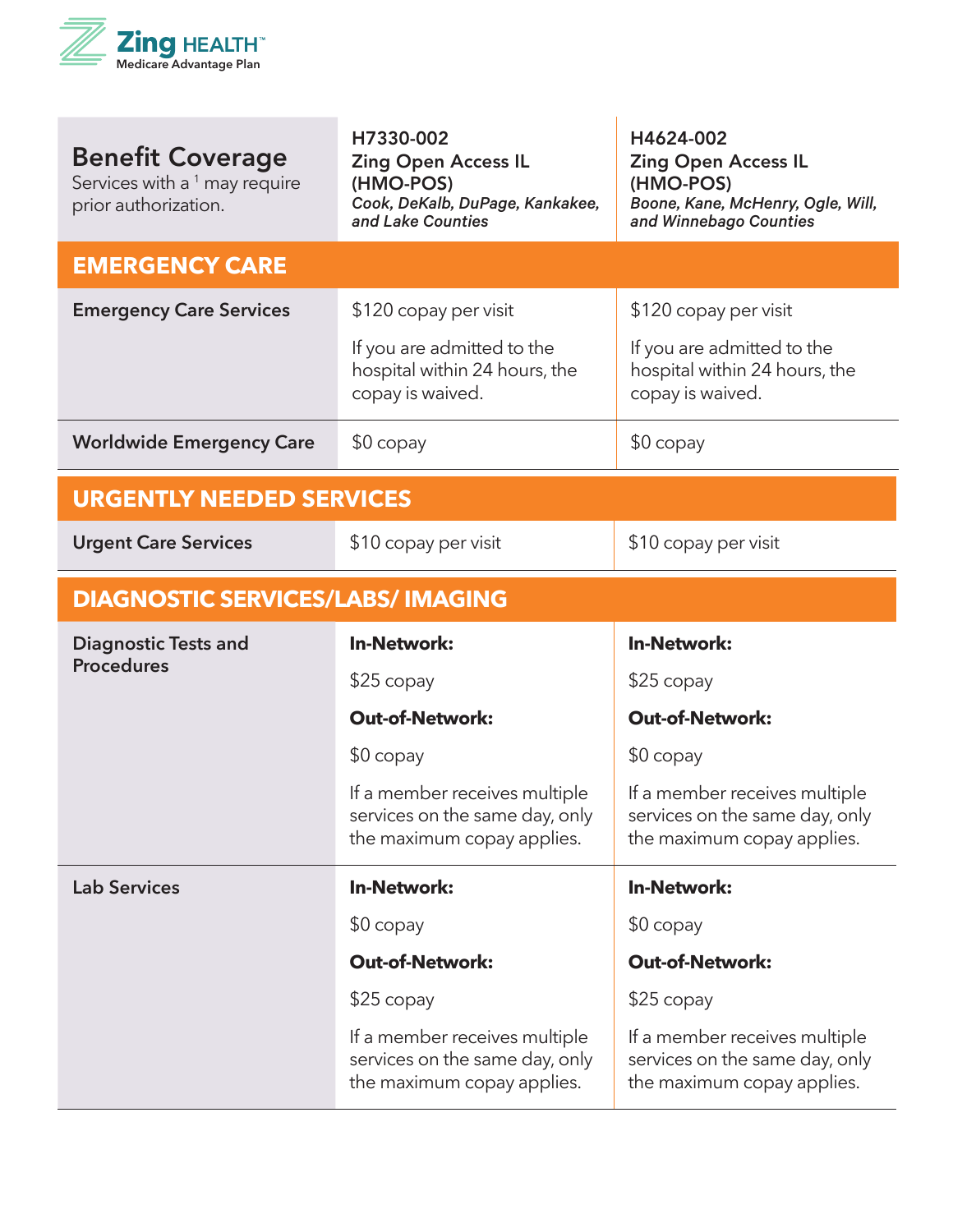Zing HEALTH™
Medicare Advantage Plan

| **Benefit Coverage**<br>Services with a [1] may require prior authorization. | **H7330-002**<br>**Zing Open Access IL (HMO-POS)**<br>***Cook, DeKalb, DuPage, Kankakee, and Lake Counties*** | **H4624-002**<br>**Zing Open Access IL (HMO-POS)**<br>***Boone, Kane, McHenry, Ogle, Will, and Winnebago Counties*** |
|---|---|---|
| **EMERGENCY CARE** | | |
| **Emergency Care Services** | $120 copay per visit<br><br>If you are admitted to the hospital within 24 hours, the copay is waived. | $120 copay per visit<br><br>If you are admitted to the hospital within 24 hours, the copay is waived. |
| **Worldwide Emergency Care** | $0 copay | $0 copay |
| **URGENTLY NEEDED SERVICES** | | |
| **Urgent Care Services** | $10 copay per visit | $10 copay per visit |
| **DIAGNOSTIC SERVICES/LABS/ IMAGING** | | |
| **Diagnostic Tests and Procedures** | **In-Network:**<br>$25 copay<br>**Out-of-Network:**<br>$0 copay<br><br>If a member receives multiple services on the same day, only the maximum copay applies. | **In-Network:**<br>$25 copay<br>**Out-of-Network:**<br>$0 copay<br><br>If a member receives multiple services on the same day, only the maximum copay applies. |
| **Lab Services** | **In-Network:**<br>$0 copay<br>**Out-of-Network:**<br>$25 copay<br><br>If a member receives multiple services on the same day, only the maximum copay applies. | **In-Network:**<br>$0 copay<br>**Out-of-Network:**<br>$25 copay<br><br>If a member receives multiple services on the same day, only the maximum copay applies. |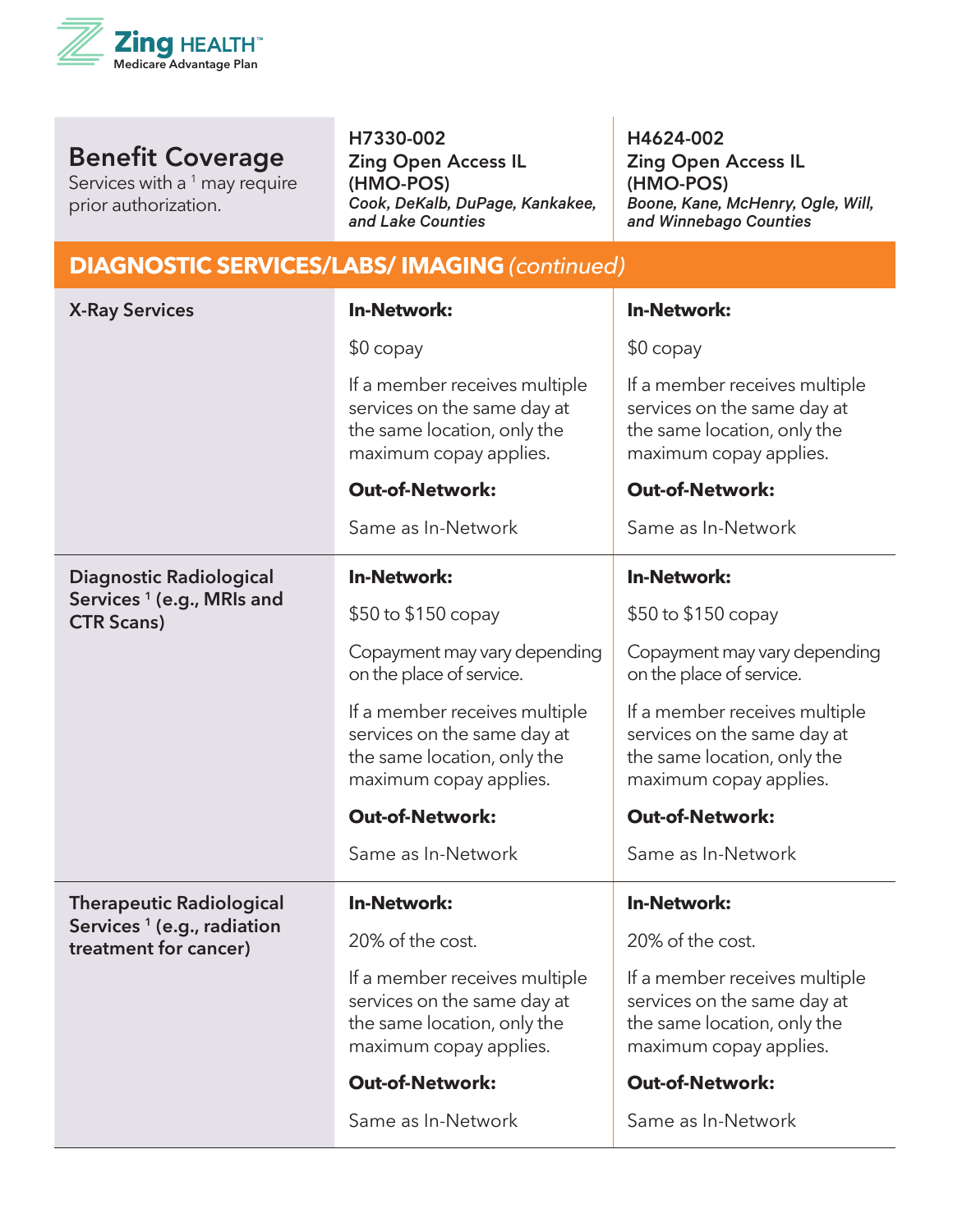| **Benefit Coverage**<br>Services with a [1] may require prior authorization. | **H7330-002**<br>**Zing Open Access IL (HMO-POS)**<br>***Cook, DeKalb, DuPage, Kankakee, and Lake Counties*** | **H4624-002**<br>**Zing Open Access IL (HMO-POS)**<br>***Boone, Kane, McHenry, Ogle, Will, and Winnebago Counties*** |
|---|---|---|
| **DIAGNOSTIC SERVICES/LABS/ IMAGING** *(continued)* | | |
| **X-Ray Services** | **In-Network:**<br>$0 copay<br>If a member receives multiple services on the same day at the same location, only the maximum copay applies.<br>**Out-of-Network:**<br>Same as In-Network | **In-Network:**<br>$0 copay<br>If a member receives multiple services on the same day at the same location, only the maximum copay applies.<br>**Out-of-Network:**<br>Same as In-Network |
| **Diagnostic Radiological Services [1] (e.g., MRIs and CTR Scans)** | **In-Network:**<br>$50 to $150 copay<br>Copayment may vary depending on the place of service.<br>If a member receives multiple services on the same day at the same location, only the maximum copay applies.<br>**Out-of-Network:**<br>Same as In-Network | **In-Network:**<br>$50 to $150 copay<br>Copayment may vary depending on the place of service.<br>If a member receives multiple services on the same day at the same location, only the maximum copay applies.<br>**Out-of-Network:**<br>Same as In-Network |
| **Therapeutic Radiological Services [1] (e.g., radiation treatment for cancer)** | **In-Network:**<br>20% of the cost.<br>If a member receives multiple services on the same day at the same location, only the maximum copay applies.<br>**Out-of-Network:**<br>Same as In-Network | **In-Network:**<br>20% of the cost.<br>If a member receives multiple services on the same day at the same location, only the maximum copay applies.<br>**Out-of-Network:**<br>Same as In-Network |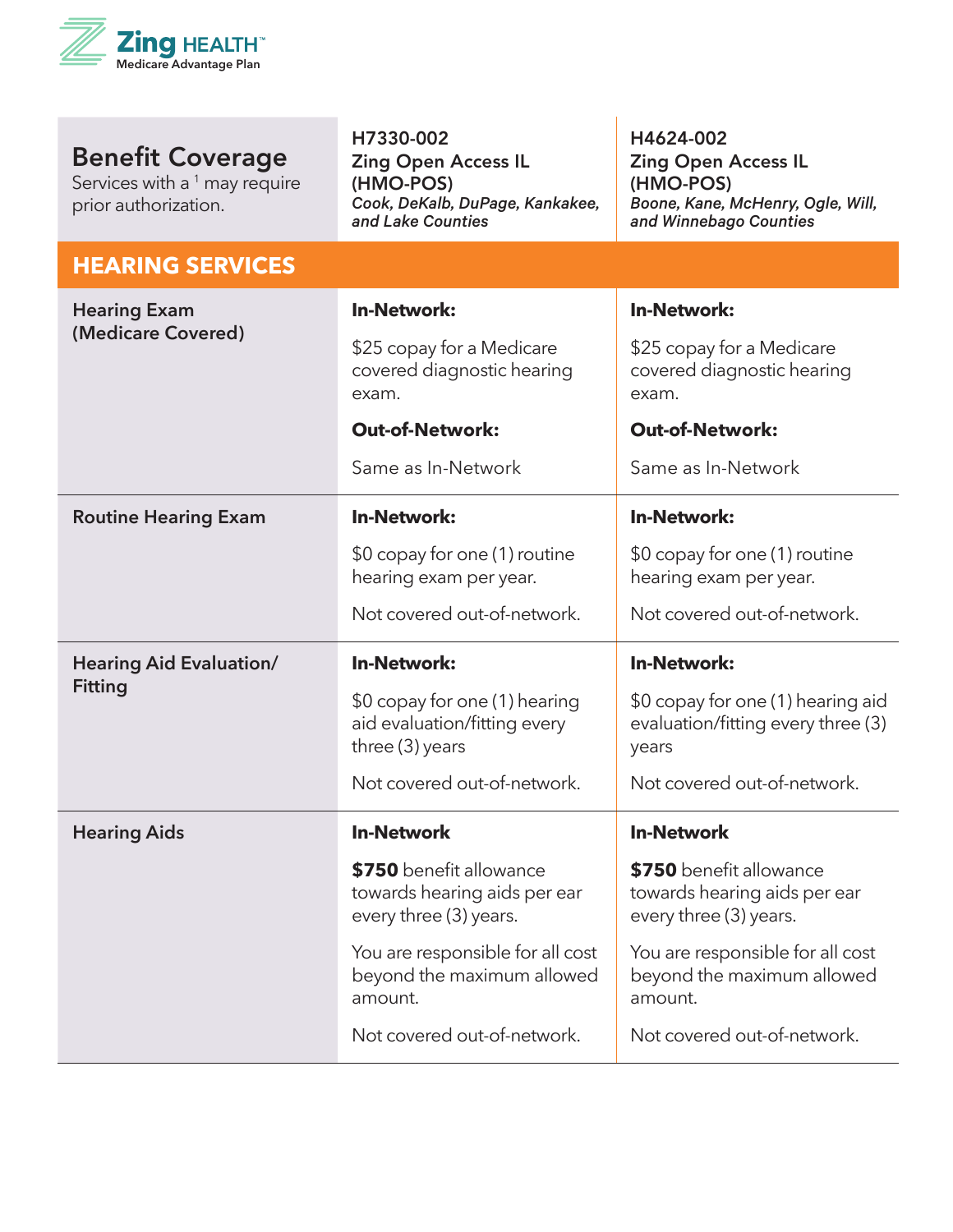Zing HEALTH™
Medicare Advantage Plan

| **Benefit Coverage**<br>Services with a [1] may require prior authorization. | **H7330-002**<br>**Zing Open Access IL (HMO-POS)**<br>***Cook, DeKalb, DuPage, Kankakee, and Lake Counties*** | **H4624-002**<br>**Zing Open Access IL (HMO-POS)**<br>***Boone, Kane, McHenry, Ogle, Will, and Winnebago Counties*** |
|---|---|---|
| **HEARING SERVICES** | | |
| **Hearing Exam (Medicare Covered)** | **In-Network:**<br>$25 copay for a Medicare covered diagnostic hearing exam.<br>**Out-of-Network:**<br>Same as In-Network | **In-Network:**<br>$25 copay for a Medicare covered diagnostic hearing exam.<br>**Out-of-Network:**<br>Same as In-Network |
| **Routine Hearing Exam** | **In-Network:**<br>$0 copay for one (1) routine hearing exam per year.<br>Not covered out-of-network. | **In-Network:**<br>$0 copay for one (1) routine hearing exam per year.<br>Not covered out-of-network. |
| **Hearing Aid Evaluation/ Fitting** | **In-Network:**<br>$0 copay for one (1) hearing aid evaluation/fitting every three (3) years<br>Not covered out-of-network. | **In-Network:**<br>$0 copay for one (1) hearing aid evaluation/fitting every three (3) years<br>Not covered out-of-network. |
| **Hearing Aids** | **In-Network**<br>**$750** benefit allowance towards hearing aids per ear every three (3) years.<br>You are responsible for all cost beyond the maximum allowed amount.<br>Not covered out-of-network. | **In-Network**<br>**$750** benefit allowance towards hearing aids per ear every three (3) years.<br>You are responsible for all cost beyond the maximum allowed amount.<br>Not covered out-of-network. |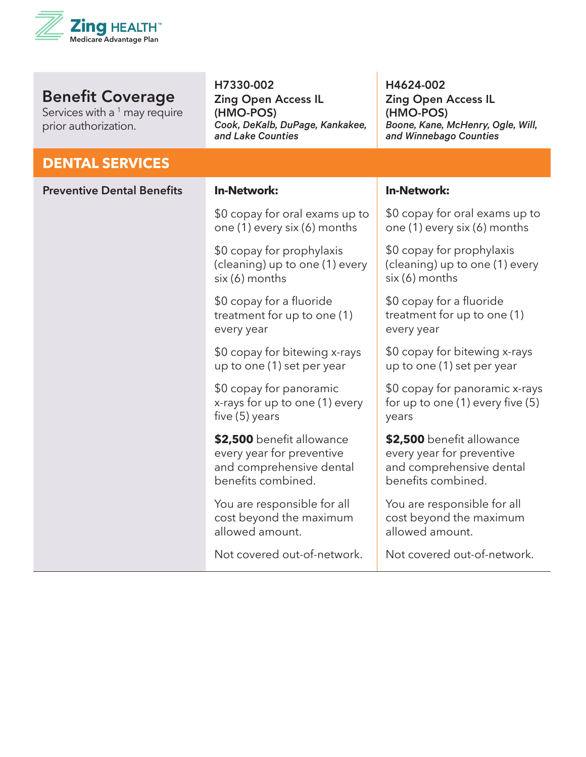| **Benefit Coverage**<br>Services with a [1] may require prior authorization. | **H7330-002**<br>**Zing Open Access IL (HMO-POS)**<br>***Cook, DeKalb, DuPage, Kankakee, and Lake Counties*** | **H4624-002**<br>**Zing Open Access IL (HMO-POS)**<br>***Boone, Kane, McHenry, Ogle, Will, and Winnebago Counties*** |
|---|---|---|
| **DENTAL SERVICES** | | |
| **Preventive Dental Benefits** | **In-Network:**<br>$0 copay for oral exams up to one (1) every six (6) months<br>$0 copay for prophylaxis (cleaning) up to one (1) every six (6) months<br>$0 copay for a fluoride treatment for up to one (1) every year<br>$0 copay for bitewing x-rays up to one (1) set per year<br>$0 copay for panoramic x-rays for up to one (1) every five (5) years<br>**$2,500** benefit allowance every year for preventive and comprehensive dental benefits combined.<br>You are responsible for all cost beyond the maximum allowed amount.<br>Not covered out-of-network. | **In-Network:**<br>$0 copay for oral exams up to one (1) every six (6) months<br>$0 copay for prophylaxis (cleaning) up to one (1) every six (6) months<br>$0 copay for a fluoride treatment for up to one (1) every year<br>$0 copay for bitewing x-rays up to one (1) set per year<br>$0 copay for panoramic x-rays for up to one (1) every five (5) years<br>**$2,500** benefit allowance every year for preventive and comprehensive dental benefits combined.<br>You are responsible for all cost beyond the maximum allowed amount.<br>Not covered out-of-network. |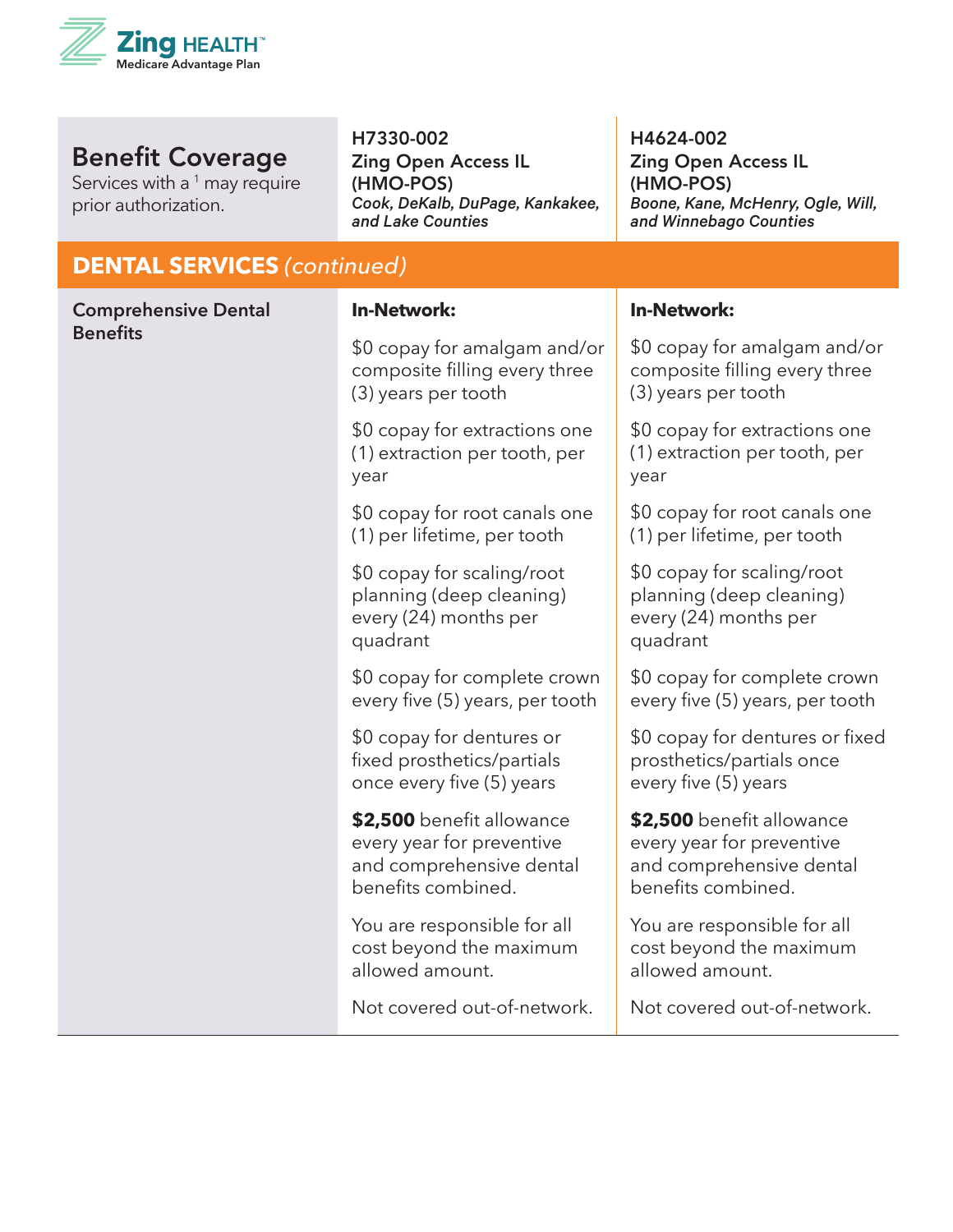| Benefit Coverage<br>Services with a [1] may require prior authorization. | H7330-002<br>Zing Open Access IL (HMO-POS)<br>*Cook, DeKalb, DuPage, Kankakee, and Lake Counties* | H4624-002<br>Zing Open Access IL (HMO-POS)<br>*Boone, Kane, McHenry, Ogle, Will, and Winnebago Counties* |
|---|---|---|
| **DENTAL SERVICES** *(continued)* | | |
| **Comprehensive Dental Benefits** | **In-Network:**<br><br>$0 copay for amalgam and/or composite filling every three (3) years per tooth<br><br>$0 copay for extractions one (1) extraction per tooth, per year<br><br>$0 copay for root canals one (1) per lifetime, per tooth<br><br>$0 copay for scaling/root planning (deep cleaning) every (24) months per quadrant<br><br>$0 copay for complete crown every five (5) years, per tooth<br><br>$0 copay for dentures or fixed prosthetics/partials once every five (5) years<br><br>**$2,500** benefit allowance every year for preventive and comprehensive dental benefits combined.<br><br>You are responsible for all cost beyond the maximum allowed amount.<br><br>Not covered out-of-network. | **In-Network:**<br><br>$0 copay for amalgam and/or composite filling every three (3) years per tooth<br><br>$0 copay for extractions one (1) extraction per tooth, per year<br><br>$0 copay for root canals one (1) per lifetime, per tooth<br><br>$0 copay for scaling/root planning (deep cleaning) every (24) months per quadrant<br><br>$0 copay for complete crown every five (5) years, per tooth<br><br>$0 copay for dentures or fixed prosthetics/partials once every five (5) years<br><br>**$2,500** benefit allowance every year for preventive and comprehensive dental benefits combined.<br><br>You are responsible for all cost beyond the maximum allowed amount.<br><br>Not covered out-of-network. |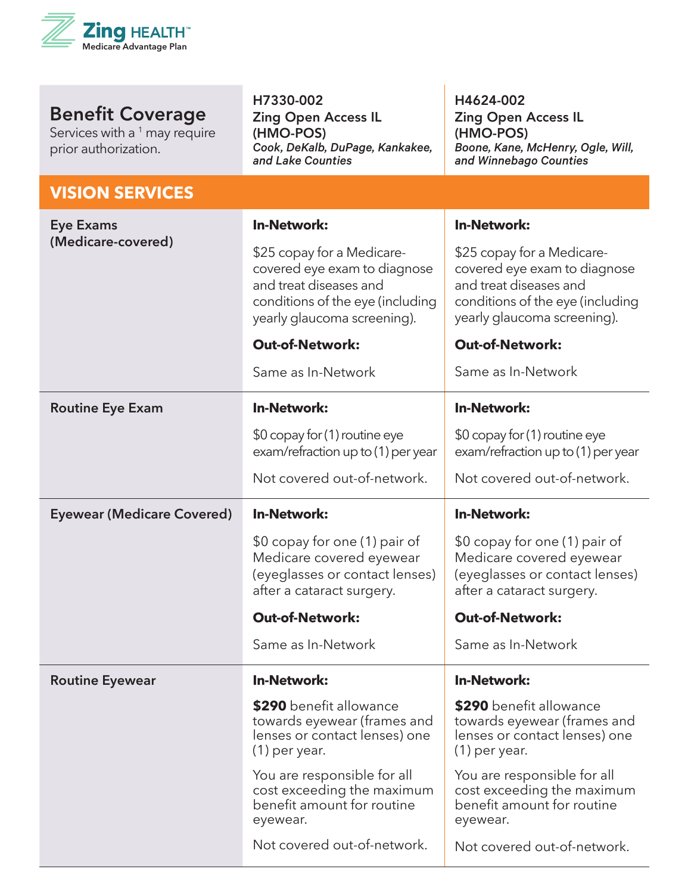| **Benefit Coverage**<br>Services with a [1] may require prior authorization. | **H7330-002**<br>**Zing Open Access IL (HMO-POS)**<br>***Cook, DeKalb, DuPage, Kankakee, and Lake Counties*** | **H4624-002**<br>**Zing Open Access IL (HMO-POS)**<br>***Boone, Kane, McHenry, Ogle, Will, and Winnebago Counties*** |
|---|---|---|
| **VISION SERVICES** | | |
| **Eye Exams (Medicare-covered)** | **In-Network:**<br>$25 copay for a Medicare-covered eye exam to diagnose and treat diseases and conditions of the eye (including yearly glaucoma screening).<br>**Out-of-Network:**<br>Same as In-Network | **In-Network:**<br>$25 copay for a Medicare-covered eye exam to diagnose and treat diseases and conditions of the eye (including yearly glaucoma screening).<br>**Out-of-Network:**<br>Same as In-Network |
| **Routine Eye Exam** | **In-Network:**<br>$0 copay for (1) routine eye exam/refraction up to (1) per year<br>Not covered out-of-network. | **In-Network:**<br>$0 copay for (1) routine eye exam/refraction up to (1) per year<br>Not covered out-of-network. |
| **Eyewear (Medicare Covered)** | **In-Network:**<br>$0 copay for one (1) pair of Medicare covered eyewear (eyeglasses or contact lenses) after a cataract surgery.<br>**Out-of-Network:**<br>Same as In-Network | **In-Network:**<br>$0 copay for one (1) pair of Medicare covered eyewear (eyeglasses or contact lenses) after a cataract surgery.<br>**Out-of-Network:**<br>Same as In-Network |
| **Routine Eyewear** | **In-Network:**<br>**$290** benefit allowance towards eyewear (frames and lenses or contact lenses) one (1) per year.<br>You are responsible for all cost exceeding the maximum benefit amount for routine eyewear.<br>Not covered out-of-network. | **In-Network:**<br>**$290** benefit allowance towards eyewear (frames and lenses or contact lenses) one (1) per year.<br>You are responsible for all cost exceeding the maximum benefit amount for routine eyewear.<br>Not covered out-of-network. |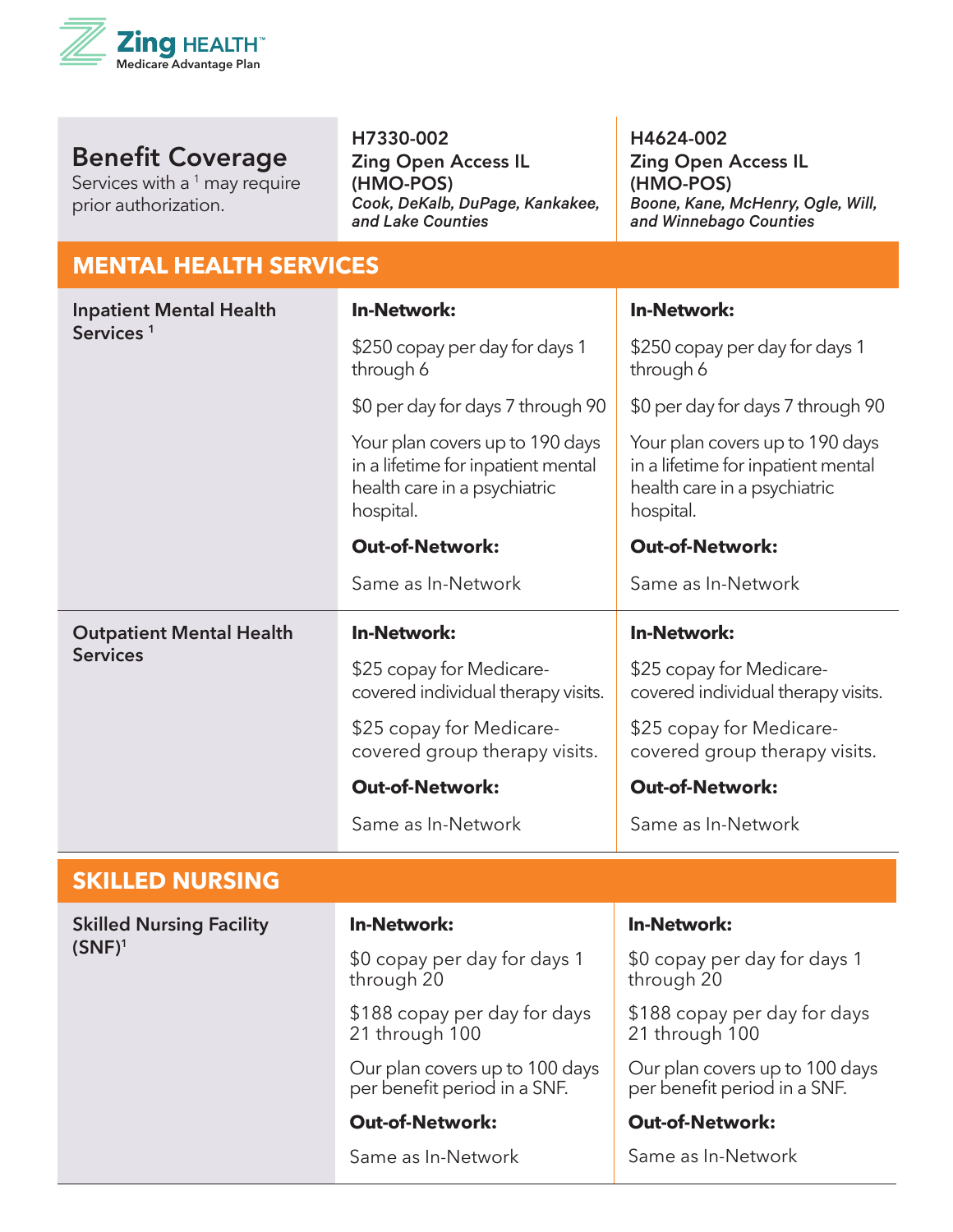Zing HEALTH™ Medicare Advantage Plan

| **Benefit Coverage** Services with a [1] may require prior authorization. | **H7330-002 Zing Open Access IL (HMO-POS)** ***Cook, DeKalb, DuPage, Kankakee, and Lake Counties*** | **H4624-002 Zing Open Access IL (HMO-POS)** ***Boone, Kane, McHenry, Ogle, Will, and Winnebago Counties*** |
|---|---|---|
| **MENTAL HEALTH SERVICES** | | |
| **Inpatient Mental Health Services** [1] | **In-Network:** $250 copay per day for days 1 through 6 $0 per day for days 7 through 90 Your plan covers up to 190 days in a lifetime for inpatient mental health care in a psychiatric hospital. **Out-of-Network:** Same as In-Network | **In-Network:** $250 copay per day for days 1 through 6 $0 per day for days 7 through 90 Your plan covers up to 190 days in a lifetime for inpatient mental health care in a psychiatric hospital. **Out-of-Network:** Same as In-Network |
| **Outpatient Mental Health Services** | **In-Network:** $25 copay for Medicare-covered individual therapy visits. $25 copay for Medicare-covered group therapy visits. **Out-of-Network:** Same as In-Network | **In-Network:** $25 copay for Medicare-covered individual therapy visits. $25 copay for Medicare-covered group therapy visits. **Out-of-Network:** Same as In-Network |
| **SKILLED NURSING** | | |
| **Skilled Nursing Facility (SNF)**[1] | **In-Network:** $0 copay per day for days 1 through 20 $188 copay per day for days 21 through 100 Our plan covers up to 100 days per benefit period in a SNF. **Out-of-Network:** Same as In-Network | **In-Network:** $0 copay per day for days 1 through 20 $188 copay per day for days 21 through 100 Our plan covers up to 100 days per benefit period in a SNF. **Out-of-Network:** Same as In-Network |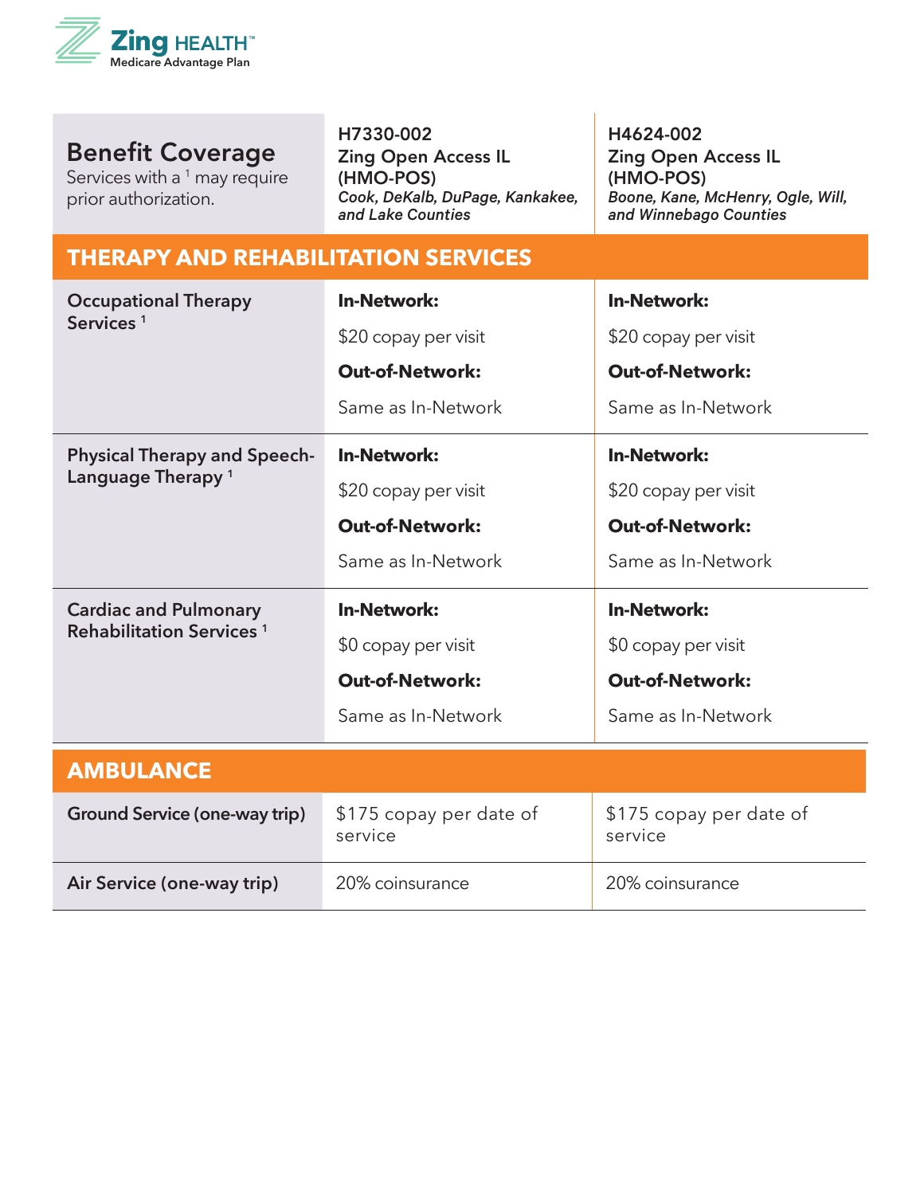| Benefit Coverage<br>Services with a [1] may require prior authorization. | H7330-002<br>Zing Open Access IL (HMO-POS)<br>*Cook, DeKalb, DuPage, Kankakee, and Lake Counties* | H4624-002<br>Zing Open Access IL (HMO-POS)<br>*Boone, Kane, McHenry, Ogle, Will, and Winnebago Counties* |
|---|---|---|
| **THERAPY AND REHABILITATION SERVICES** | | |
| Occupational Therapy Services [1] | **In-Network:**<br>$20 copay per visit<br>**Out-of-Network:**<br>Same as In-Network | **In-Network:**<br>$20 copay per visit<br>**Out-of-Network:**<br>Same as In-Network |
| Physical Therapy and Speech-Language Therapy [1] | **In-Network:**<br>$20 copay per visit<br>**Out-of-Network:**<br>Same as In-Network | **In-Network:**<br>$20 copay per visit<br>**Out-of-Network:**<br>Same as In-Network |
| Cardiac and Pulmonary Rehabilitation Services [1] | **In-Network:**<br>$0 copay per visit<br>**Out-of-Network:**<br>Same as In-Network | **In-Network:**<br>$0 copay per visit<br>**Out-of-Network:**<br>Same as In-Network |
| **AMBULANCE** | | |
| Ground Service (one-way trip) | $175 copay per date of service | $175 copay per date of service |
| Air Service (one-way trip) | 20% coinsurance | 20% coinsurance |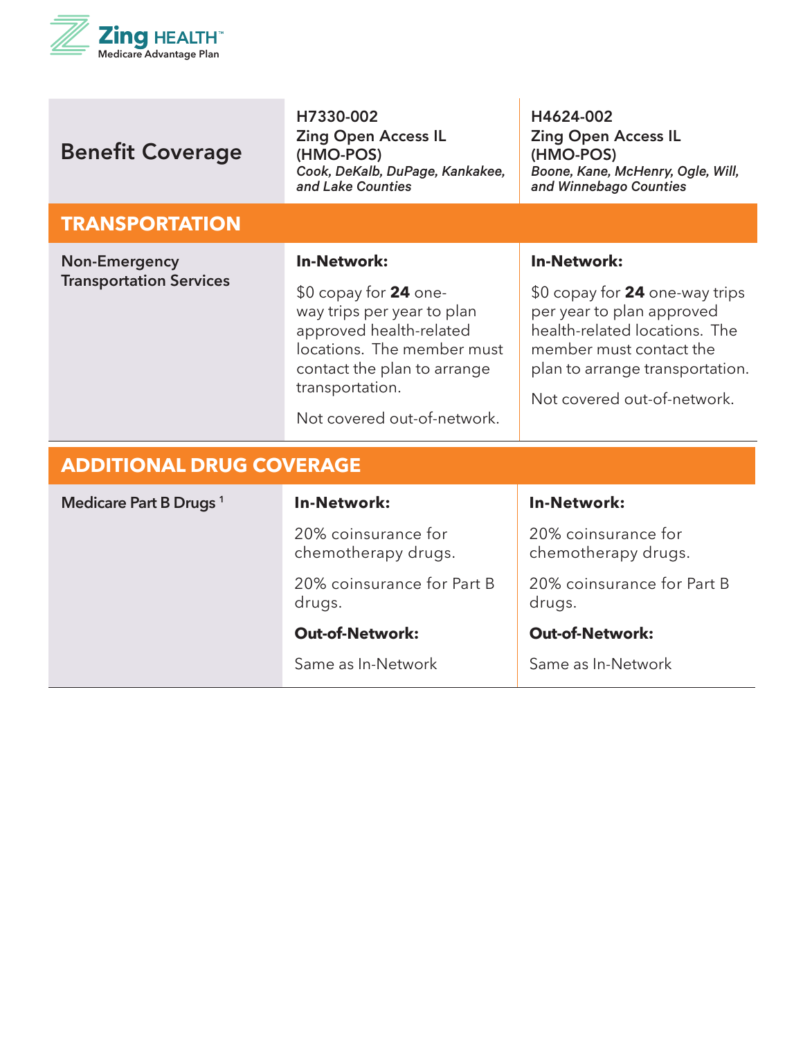**Zing HEALTH™**
Medicare Advantage Plan

| Benefit Coverage | H7330-002<br>Zing Open Access IL (HMO-POS)<br>*Cook, DeKalb, DuPage, Kankakee, and Lake Counties* | H4624-002<br>Zing Open Access IL (HMO-POS)<br>*Boone, Kane, McHenry, Ogle, Will, and Winnebago Counties* |
|---|---|---|
| **TRANSPORTATION** | | |
| Non-Emergency Transportation Services | **In-Network:**<br>$0 copay for **24** one-way trips per year to plan approved health-related locations. The member must contact the plan to arrange transportation.<br>Not covered out-of-network. | **In-Network:**<br>$0 copay for **24** one-way trips per year to plan approved health-related locations. The member must contact the plan to arrange transportation.<br>Not covered out-of-network. |
| **ADDITIONAL DRUG COVERAGE** | | |
| Medicare Part B Drugs [1] | **In-Network:**<br>20% coinsurance for chemotherapy drugs.<br>20% coinsurance for Part B drugs.<br>**Out-of-Network:**<br>Same as In-Network | **In-Network:**<br>20% coinsurance for chemotherapy drugs.<br>20% coinsurance for Part B drugs.<br>**Out-of-Network:**<br>Same as In-Network |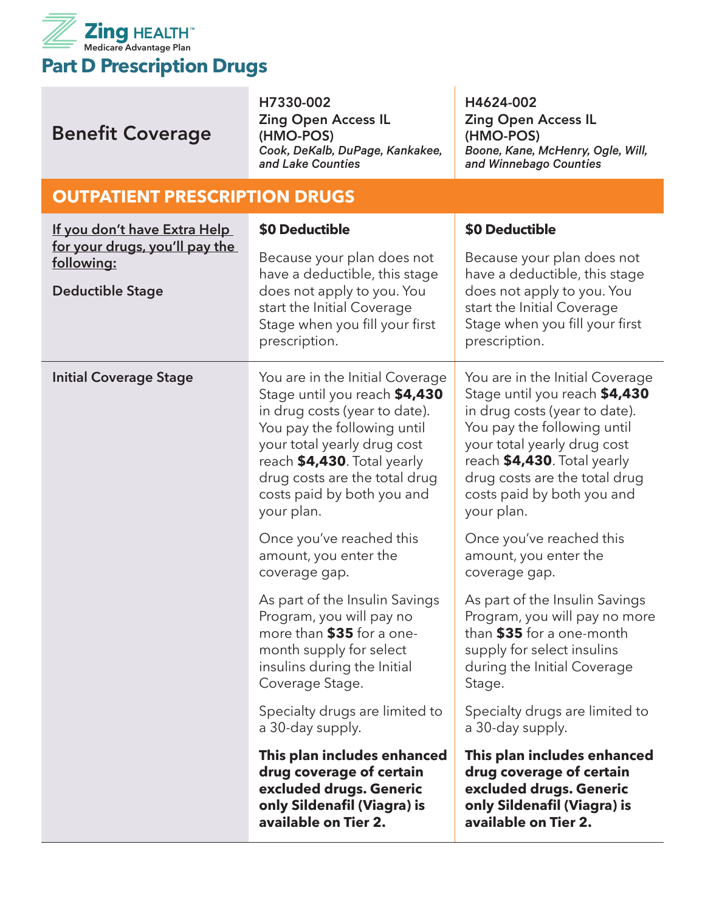Zing HEALTH™
Medicare Advantage Plan

# Part D Prescription Drugs

| Benefit Coverage | H7330-002<br>Zing Open Access IL (HMO-POS)<br>*Cook, DeKalb, DuPage, Kankakee, and Lake Counties* | H4624-002<br>Zing Open Access IL (HMO-POS)<br>*Boone, Kane, McHenry, Ogle, Will, and Winnebago Counties* |
|---|---|---|
| **OUTPATIENT PRESCRIPTION DRUGS** | | |
| If you don't have Extra Help for your drugs, you'll pay the following:<br><br>**Deductible Stage** | **$0 Deductible**<br><br>Because your plan does not have a deductible, this stage does not apply to you. You start the Initial Coverage Stage when you fill your first prescription. | **$0 Deductible**<br><br>Because your plan does not have a deductible, this stage does not apply to you. You start the Initial Coverage Stage when you fill your first prescription. |
| **Initial Coverage Stage** | You are in the Initial Coverage Stage until you reach **$4,430** in drug costs (year to date). You pay the following until your total yearly drug cost reach **$4,430**. Total yearly drug costs are the total drug costs paid by both you and your plan.<br><br>Once you've reached this amount, you enter the coverage gap.<br><br>As part of the Insulin Savings Program, you will pay no more than **$35** for a one-month supply for select insulins during the Initial Coverage Stage.<br><br>Specialty drugs are limited to a 30-day supply.<br><br>**This plan includes enhanced drug coverage of certain excluded drugs. Generic only Sildenafil (Viagra) is available on Tier 2.** | You are in the Initial Coverage Stage until you reach **$4,430** in drug costs (year to date). You pay the following until your total yearly drug cost reach **$4,430**. Total yearly drug costs are the total drug costs paid by both you and your plan.<br><br>Once you've reached this amount, you enter the coverage gap.<br><br>As part of the Insulin Savings Program, you will pay no more than **$35** for a one-month supply for select insulins during the Initial Coverage Stage.<br><br>Specialty drugs are limited to a 30-day supply.<br><br>**This plan includes enhanced drug coverage of certain excluded drugs. Generic only Sildenafil (Viagra) is available on Tier 2.** |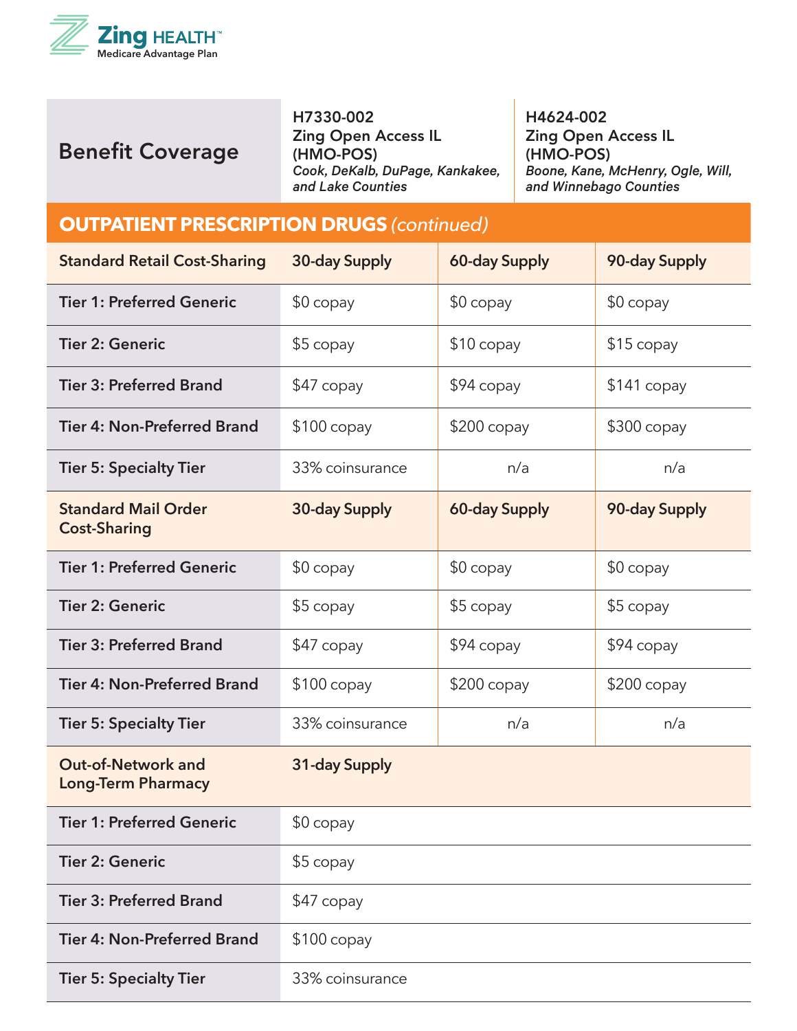Zing HEALTH™
Medicare Advantage Plan

| Benefit Coverage | H7330-002 Zing Open Access IL (HMO-POS) *Cook, DeKalb, DuPage, Kankakee, and Lake Counties* | | H4624-002 Zing Open Access IL (HMO-POS) *Boone, Kane, McHenry, Ogle, Will, and Winnebago Counties* |
|---|---|---|---|
| **OUTPATIENT PRESCRIPTION DRUGS** *(continued)* | | | |
| **Standard Retail Cost-Sharing** | **30-day Supply** | **60-day Supply** | **90-day Supply** |
| **Tier 1: Preferred Generic** | $0 copay | $0 copay | $0 copay |
| **Tier 2: Generic** | $5 copay | $10 copay | $15 copay |
| **Tier 3: Preferred Brand** | $47 copay | $94 copay | $141 copay |
| **Tier 4: Non-Preferred Brand** | $100 copay | $200 copay | $300 copay |
| **Tier 5: Specialty Tier** | 33% coinsurance | n/a | n/a |
| **Standard Mail Order Cost-Sharing** | **30-day Supply** | **60-day Supply** | **90-day Supply** |
| **Tier 1: Preferred Generic** | $0 copay | $0 copay | $0 copay |
| **Tier 2: Generic** | $5 copay | $5 copay | $5 copay |
| **Tier 3: Preferred Brand** | $47 copay | $94 copay | $94 copay |
| **Tier 4: Non-Preferred Brand** | $100 copay | $200 copay | $200 copay |
| **Tier 5: Specialty Tier** | 33% coinsurance | n/a | n/a |
| **Out-of-Network and Long-Term Pharmacy** | **31-day Supply** | | |
| **Tier 1: Preferred Generic** | $0 copay | | |
| **Tier 2: Generic** | $5 copay | | |
| **Tier 3: Preferred Brand** | $47 copay | | |
| **Tier 4: Non-Preferred Brand** | $100 copay | | |
| **Tier 5: Specialty Tier** | 33% coinsurance | | |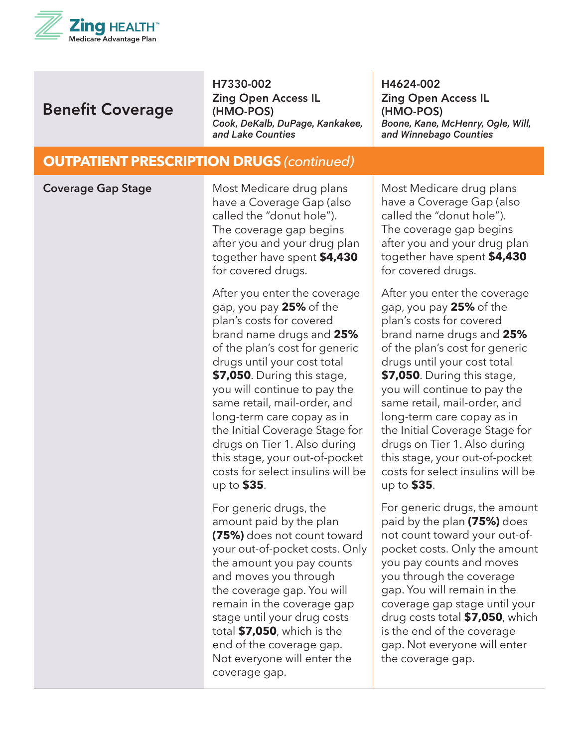| Benefit Coverage | H7330-002<br>Zing Open Access IL (HMO-POS)<br>*Cook, DeKalb, DuPage, Kankakee, and Lake Counties* | H4624-002<br>Zing Open Access IL (HMO-POS)<br>*Boone, Kane, McHenry, Ogle, Will, and Winnebago Counties* |
|---|---|---|
| **OUTPATIENT PRESCRIPTION DRUGS** *(continued)* | | |
| **Coverage Gap Stage** | Most Medicare drug plans have a Coverage Gap (also called the "donut hole"). The coverage gap begins after you and your drug plan together have spent **$4,430** for covered drugs.<br><br>After you enter the coverage gap, you pay **25%** of the plan's costs for covered brand name drugs and **25%** of the plan's cost for generic drugs until your cost total **$7,050**. During this stage, you will continue to pay the same retail, mail-order, and long-term care copay as in the Initial Coverage Stage for drugs on Tier 1. Also during this stage, your out-of-pocket costs for select insulins will be up to **$35**.<br><br>For generic drugs, the amount paid by the plan **(75%)** does not count toward your out-of-pocket costs. Only the amount you pay counts and moves you through the coverage gap. You will remain in the coverage gap stage until your drug costs total **$7,050**, which is the end of the coverage gap. Not everyone will enter the coverage gap. | Most Medicare drug plans have a Coverage Gap (also called the "donut hole"). The coverage gap begins after you and your drug plan together have spent **$4,430** for covered drugs.<br><br>After you enter the coverage gap, you pay **25%** of the plan's costs for covered brand name drugs and **25%** of the plan's cost for generic drugs until your cost total **$7,050**. During this stage, you will continue to pay the same retail, mail-order, and long-term care copay as in the Initial Coverage Stage for drugs on Tier 1. Also during this stage, your out-of-pocket costs for select insulins will be up to **$35**.<br><br>For generic drugs, the amount paid by the plan **(75%)** does not count toward your out-of-pocket costs. Only the amount you pay counts and moves you through the coverage gap. You will remain in the coverage gap stage until your drug costs total **$7,050**, which is the end of the coverage gap. Not everyone will enter the coverage gap. |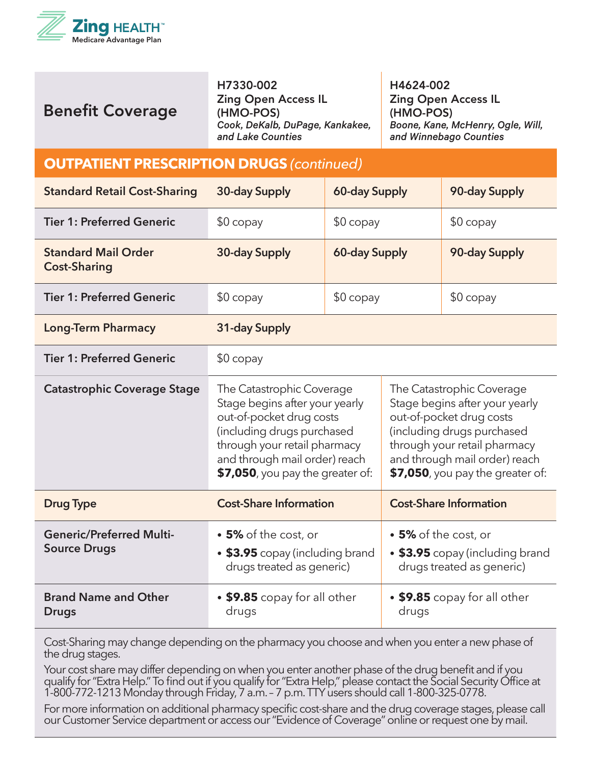# Benefit Coverage

| Benefit Coverage | H7330-002 Zing Open Access IL (HMO-POS) *Cook, DeKalb, DuPage, Kankakee, and Lake Counties* | | H4624-002 Zing Open Access IL (HMO-POS) *Boone, Kane, McHenry, Ogle, Will, and Winnebago Counties* |
|---|---|---|---|
| **OUTPATIENT PRESCRIPTION DRUGS** *(continued)* | | | |
| **Standard Retail Cost-Sharing** | **30-day Supply** | **60-day Supply** | **90-day Supply** |
| **Tier 1: Preferred Generic** | $0 copay | $0 copay | $0 copay |
| **Standard Mail Order Cost-Sharing** | **30-day Supply** | **60-day Supply** | **90-day Supply** |
| **Tier 1: Preferred Generic** | $0 copay | $0 copay | $0 copay |
| **Long-Term Pharmacy** | **31-day Supply** | | |
| **Tier 1: Preferred Generic** | $0 copay | | |
| **Catastrophic Coverage Stage** | The Catastrophic Coverage Stage begins after your yearly out-of-pocket drug costs (including drugs purchased through your retail pharmacy and through mail order) reach **$7,050**, you pay the greater of: | | The Catastrophic Coverage Stage begins after your yearly out-of-pocket drug costs (including drugs purchased through your retail pharmacy and through mail order) reach **$7,050**, you pay the greater of: |
| **Drug Type** | **Cost-Share Information** | | **Cost-Share Information** |
| **Generic/Preferred Multi-Source Drugs** | • **5%** of the cost, or<br>• **$3.95** copay (including brand drugs treated as generic) | | • **5%** of the cost, or<br>• **$3.95** copay (including brand drugs treated as generic) |
| **Brand Name and Other Drugs** | • **$9.85** copay for all other drugs | | • **$9.85** copay for all other drugs |

Cost-Sharing may change depending on the pharmacy you choose and when you enter a new phase of the drug stages.

Your cost share may differ depending on when you enter another phase of the drug benefit and if you qualify for "Extra Help." To find out if you qualify for "Extra Help," please contact the Social Security Office at 1-800-772-1213 Monday through Friday, 7 a.m. – 7 p.m. TTY users should call 1-800-325-0778.

For more information on additional pharmacy specific cost-share and the drug coverage stages, please call our Customer Service department or access our "Evidence of Coverage" online or request one by mail.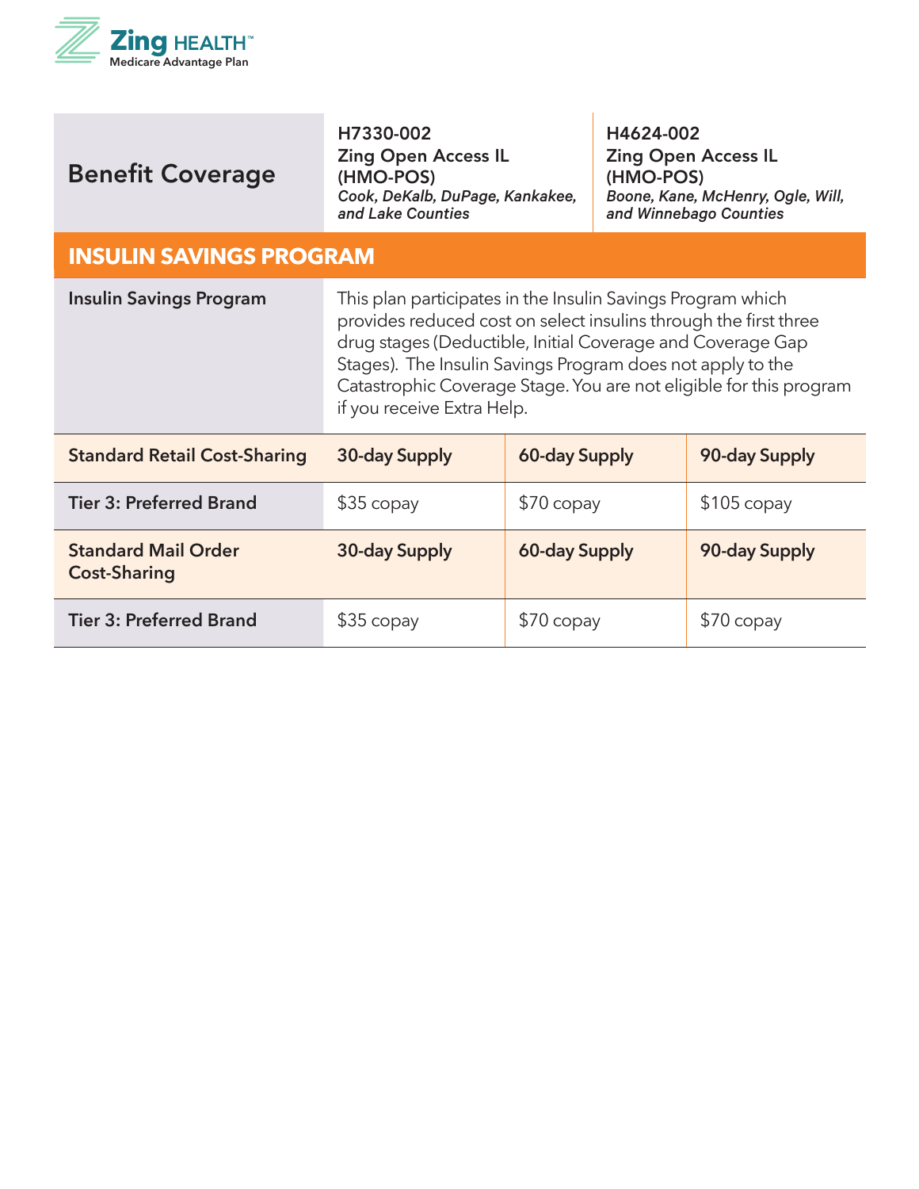**Zing HEALTH™**
Medicare Advantage Plan

| Benefit Coverage | H7330-002 Zing Open Access IL (HMO-POS) *Cook, DeKalb, DuPage, Kankakee, and Lake Counties* | | H4624-002 Zing Open Access IL (HMO-POS) *Boone, Kane, McHenry, Ogle, Will, and Winnebago Counties* |
|---|---|---|---|
| **INSULIN SAVINGS PROGRAM** | | | |
| **Insulin Savings Program** | This plan participates in the Insulin Savings Program which provides reduced cost on select insulins through the first three drug stages (Deductible, Initial Coverage and Coverage Gap Stages). The Insulin Savings Program does not apply to the Catastrophic Coverage Stage. You are not eligible for this program if you receive Extra Help. | | |
| **Standard Retail Cost-Sharing** | **30-day Supply** | **60-day Supply** | **90-day Supply** |
| **Tier 3: Preferred Brand** | $35 copay | $70 copay | $105 copay |
| **Standard Mail Order Cost-Sharing** | **30-day Supply** | **60-day Supply** | **90-day Supply** |
| **Tier 3: Preferred Brand** | $35 copay | $70 copay | $70 copay |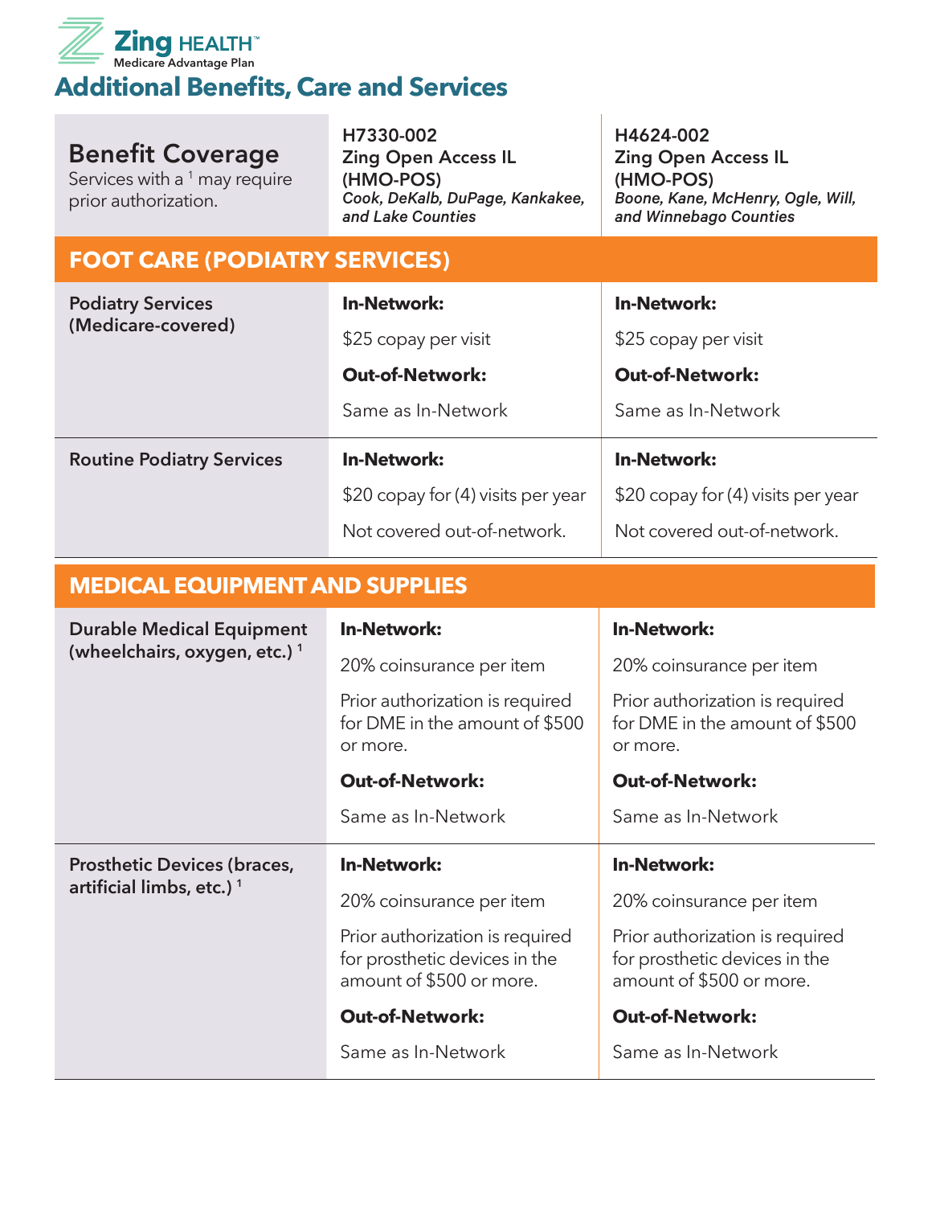Zing HEALTH™
Medicare Advantage Plan

# Additional Benefits, Care and Services

| **Benefit Coverage**<br>Services with a [1] may require prior authorization. | **H7330-002**<br>**Zing Open Access IL (HMO-POS)**<br>***Cook, DeKalb, DuPage, Kankakee, and Lake Counties*** | **H4624-002**<br>**Zing Open Access IL (HMO-POS)**<br>***Boone, Kane, McHenry, Ogle, Will, and Winnebago Counties*** |
|---|---|---|
| **FOOT CARE (PODIATRY SERVICES)** | | |
| **Podiatry Services (Medicare-covered)** | **In-Network:**<br>$25 copay per visit<br>**Out-of-Network:**<br>Same as In-Network | **In-Network:**<br>$25 copay per visit<br>**Out-of-Network:**<br>Same as In-Network |
| **Routine Podiatry Services** | **In-Network:**<br>$20 copay for (4) visits per year<br>Not covered out-of-network. | **In-Network:**<br>$20 copay for (4) visits per year<br>Not covered out-of-network. |
| **MEDICAL EQUIPMENT AND SUPPLIES** | | |
| **Durable Medical Equipment (wheelchairs, oxygen, etc.)** [1] | **In-Network:**<br>20% coinsurance per item<br>Prior authorization is required for DME in the amount of $500 or more.<br>**Out-of-Network:**<br>Same as In-Network | **In-Network:**<br>20% coinsurance per item<br>Prior authorization is required for DME in the amount of $500 or more.<br>**Out-of-Network:**<br>Same as In-Network |
| **Prosthetic Devices (braces, artificial limbs, etc.)** [1] | **In-Network:**<br>20% coinsurance per item<br>Prior authorization is required for prosthetic devices in the amount of $500 or more.<br>**Out-of-Network:**<br>Same as In-Network | **In-Network:**<br>20% coinsurance per item<br>Prior authorization is required for prosthetic devices in the amount of $500 or more.<br>**Out-of-Network:**<br>Same as In-Network |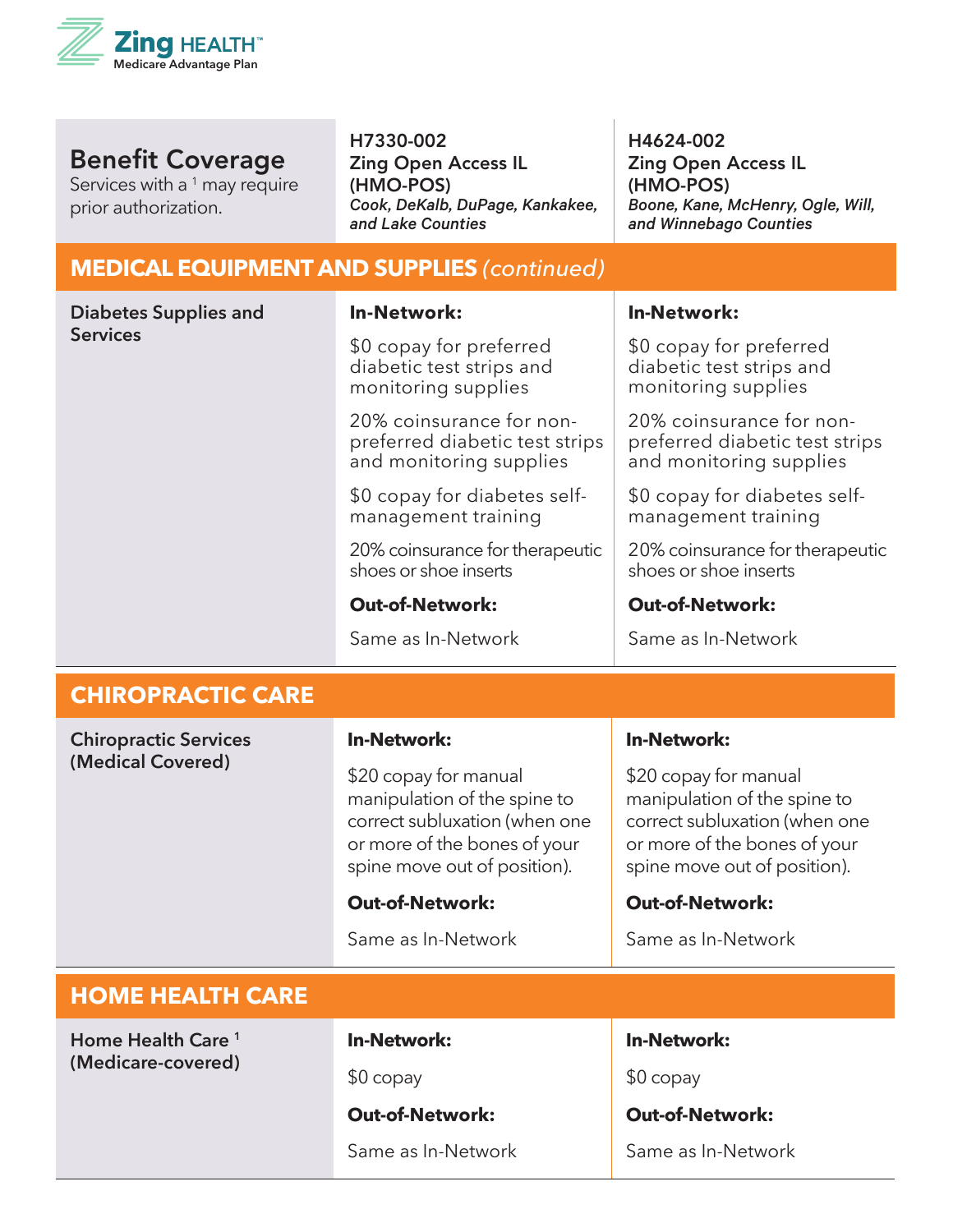| **Benefit Coverage**<br>Services with a [1] may require prior authorization. | **H7330-002**<br>**Zing Open Access IL (HMO-POS)**<br>***Cook, DeKalb, DuPage, Kankakee, and Lake Counties*** | **H4624-002**<br>**Zing Open Access IL (HMO-POS)**<br>***Boone, Kane, McHenry, Ogle, Will, and Winnebago Counties*** |
|---|---|---|
| **MEDICAL EQUIPMENT AND SUPPLIES** *(continued)* | | |
| **Diabetes Supplies and Services** | **In-Network:**<br>$0 copay for preferred diabetic test strips and monitoring supplies<br>20% coinsurance for non-preferred diabetic test strips and monitoring supplies<br>$0 copay for diabetes self-management training<br>20% coinsurance for therapeutic shoes or shoe inserts<br>**Out-of-Network:**<br>Same as In-Network | **In-Network:**<br>$0 copay for preferred diabetic test strips and monitoring supplies<br>20% coinsurance for non-preferred diabetic test strips and monitoring supplies<br>$0 copay for diabetes self-management training<br>20% coinsurance for therapeutic shoes or shoe inserts<br>**Out-of-Network:**<br>Same as In-Network |
| **CHIROPRACTIC CARE** | | |
| **Chiropractic Services (Medical Covered)** | **In-Network:**<br>$20 copay for manual manipulation of the spine to correct subluxation (when one or more of the bones of your spine move out of position).<br>**Out-of-Network:**<br>Same as In-Network | **In-Network:**<br>$20 copay for manual manipulation of the spine to correct subluxation (when one or more of the bones of your spine move out of position).<br>**Out-of-Network:**<br>Same as In-Network |
| **HOME HEALTH CARE** | | |
| **Home Health Care [1] (Medicare-covered)** | **In-Network:**<br>$0 copay<br>**Out-of-Network:**<br>Same as In-Network | **In-Network:**<br>$0 copay<br>**Out-of-Network:**<br>Same as In-Network |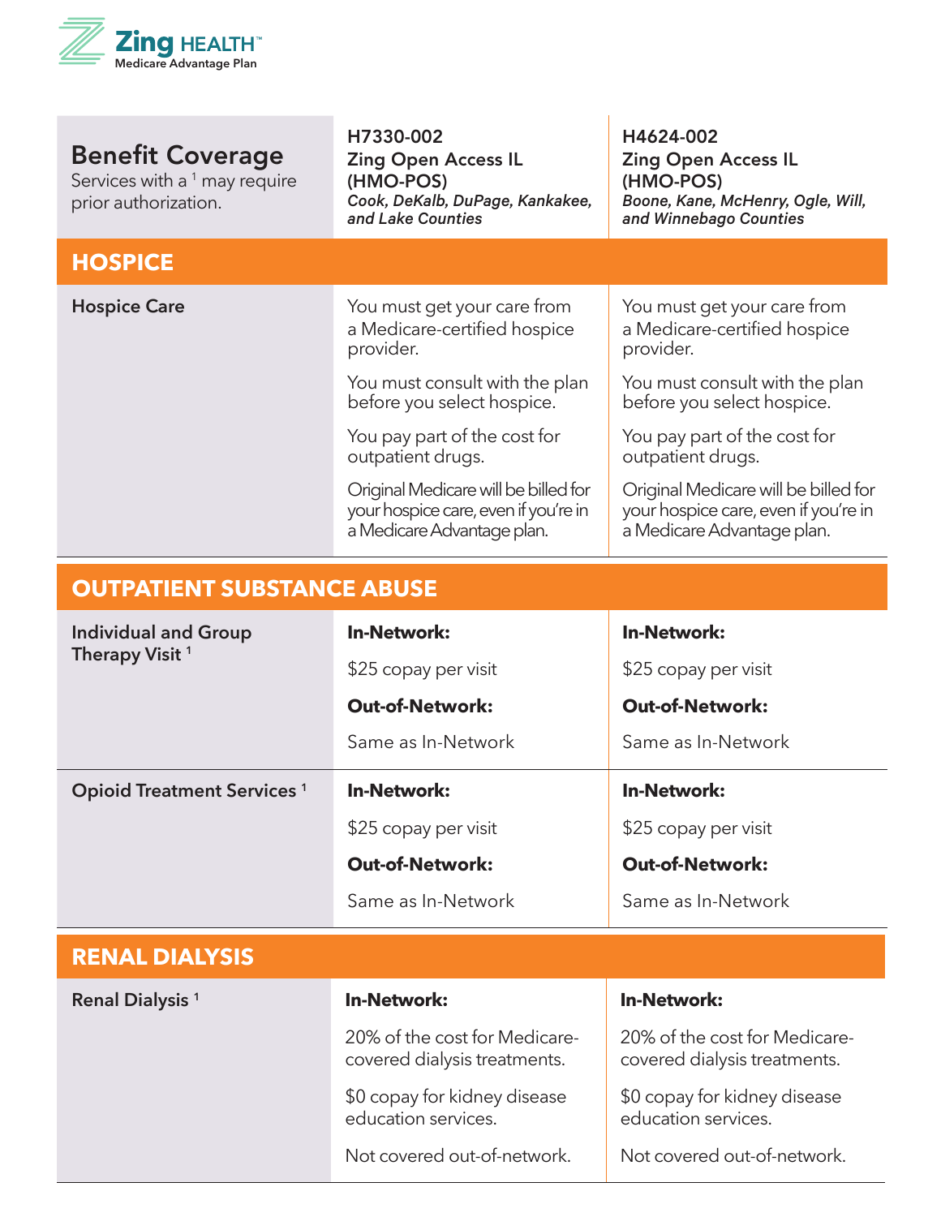| **Benefit Coverage**<br>Services with a [1] may require prior authorization. | **H7330-002**<br>**Zing Open Access IL (HMO-POS)**<br>***Cook, DeKalb, DuPage, Kankakee, and Lake Counties*** | **H4624-002**<br>**Zing Open Access IL (HMO-POS)**<br>***Boone, Kane, McHenry, Ogle, Will, and Winnebago Counties*** |
|---|---|---|
| **HOSPICE** | | |
| **Hospice Care** | You must get your care from a Medicare-certified hospice provider.<br><br>You must consult with the plan before you select hospice.<br><br>You pay part of the cost for outpatient drugs.<br><br>Original Medicare will be billed for your hospice care, even if you're in a Medicare Advantage plan. | You must get your care from a Medicare-certified hospice provider.<br><br>You must consult with the plan before you select hospice.<br><br>You pay part of the cost for outpatient drugs.<br><br>Original Medicare will be billed for your hospice care, even if you're in a Medicare Advantage plan. |
| **OUTPATIENT SUBSTANCE ABUSE** | | |
| **Individual and Group Therapy Visit** [1] | **In-Network:**<br>$25 copay per visit<br>**Out-of-Network:**<br>Same as In-Network | **In-Network:**<br>$25 copay per visit<br>**Out-of-Network:**<br>Same as In-Network |
| **Opioid Treatment Services** [1] | **In-Network:**<br>$25 copay per visit<br>**Out-of-Network:**<br>Same as In-Network | **In-Network:**<br>$25 copay per visit<br>**Out-of-Network:**<br>Same as In-Network |
| **RENAL DIALYSIS** | | |
| **Renal Dialysis** [1] | **In-Network:**<br>20% of the cost for Medicare-covered dialysis treatments.<br><br>$0 copay for kidney disease education services.<br><br>Not covered out-of-network. | **In-Network:**<br>20% of the cost for Medicare-covered dialysis treatments.<br><br>$0 copay for kidney disease education services.<br><br>Not covered out-of-network. |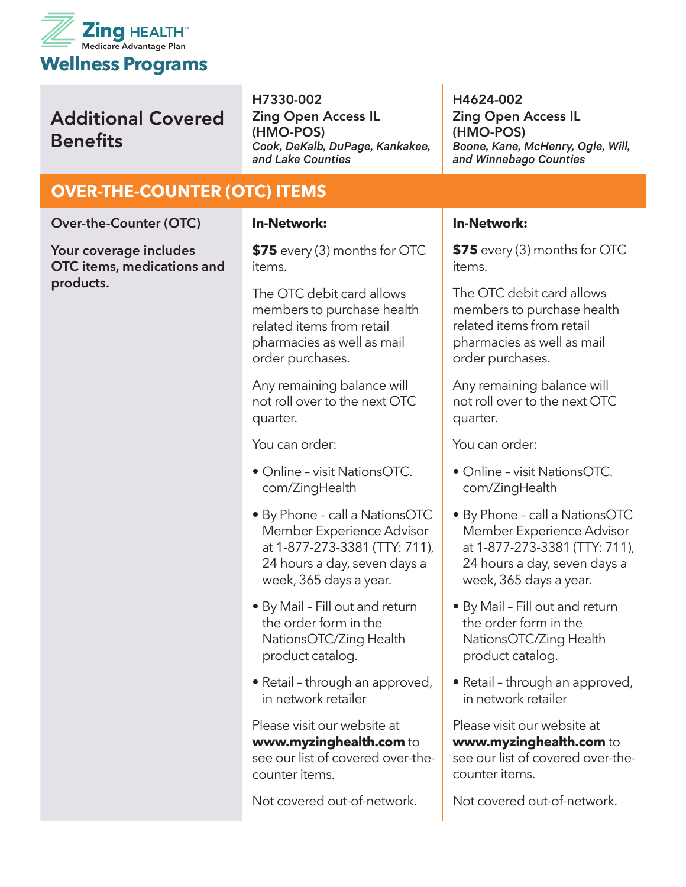Zing HEALTH™
Medicare Advantage Plan

# Wellness Programs

| Additional Covered Benefits | H7330-002<br>**Zing Open Access IL (HMO-POS)**<br>*Cook, DeKalb, DuPage, Kankakee, and Lake Counties* | H4624-002<br>**Zing Open Access IL (HMO-POS)**<br>*Boone, Kane, McHenry, Ogle, Will, and Winnebago Counties* |
|---|---|---|
| **OVER-THE-COUNTER (OTC) ITEMS** | | |
| **Over-the-Counter (OTC)**<br><br>**Your coverage includes OTC items, medications and products.** | **In-Network:**<br><br>**$75** every (3) months for OTC items.<br><br>The OTC debit card allows members to purchase health related items from retail pharmacies as well as mail order purchases.<br><br>Any remaining balance will not roll over to the next OTC quarter.<br><br>You can order:<br>• Online – visit NationsOTC.com/ZingHealth<br>• By Phone – call a NationsOTC Member Experience Advisor at 1-877-273-3381 (TTY: 711), 24 hours a day, seven days a week, 365 days a year.<br>• By Mail – Fill out and return the order form in the NationsOTC/Zing Health product catalog.<br>• Retail – through an approved, in network retailer<br><br>Please visit our website at **www.myzinghealth.com** to see our list of covered over-the-counter items.<br><br>Not covered out-of-network. | **In-Network:**<br><br>**$75** every (3) months for OTC items.<br><br>The OTC debit card allows members to purchase health related items from retail pharmacies as well as mail order purchases.<br><br>Any remaining balance will not roll over to the next OTC quarter.<br><br>You can order:<br>• Online – visit NationsOTC.com/ZingHealth<br>• By Phone – call a NationsOTC Member Experience Advisor at 1-877-273-3381 (TTY: 711), 24 hours a day, seven days a week, 365 days a year.<br>• By Mail – Fill out and return the order form in the NationsOTC/Zing Health product catalog.<br>• Retail – through an approved, in network retailer<br><br>Please visit our website at **www.myzinghealth.com** to see our list of covered over-the-counter items.<br><br>Not covered out-of-network. |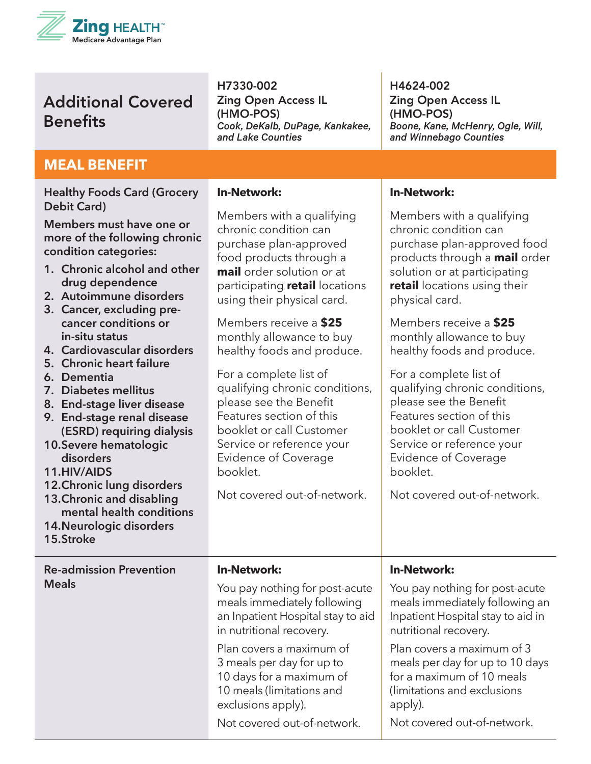| Additional Covered Benefits | H7330-002<br>**Zing Open Access IL (HMO-POS)**<br>*Cook, DeKalb, DuPage, Kankakee, and Lake Counties* | H4624-002<br>**Zing Open Access IL (HMO-POS)**<br>*Boone, Kane, McHenry, Ogle, Will, and Winnebago Counties* |
|---|---|---|
| **MEAL BENEFIT** | | |
| Healthy Foods Card (Grocery Debit Card)<br>**Members must have one or more of the following chronic condition categories:**<br>1. Chronic alcohol and other drug dependence<br>2. Autoimmune disorders<br>3. Cancer, excluding pre-cancer conditions or in-situ status<br>4. Cardiovascular disorders<br>5. Chronic heart failure<br>6. Dementia<br>7. Diabetes mellitus<br>8. End-stage liver disease<br>9. End-stage renal disease (ESRD) requiring dialysis<br>10. Severe hematologic disorders<br>11. HIV/AIDS<br>12. Chronic lung disorders<br>13. Chronic and disabling mental health conditions<br>14. Neurologic disorders<br>15. Stroke | **In-Network:**<br>Members with a qualifying chronic condition can purchase plan-approved food products through a **mail** order solution or at participating **retail** locations using their physical card.<br>Members receive a **$25** monthly allowance to buy healthy foods and produce.<br>For a complete list of qualifying chronic conditions, please see the Benefit Features section of this booklet or call Customer Service or reference your Evidence of Coverage booklet.<br>Not covered out-of-network. | **In-Network:**<br>Members with a qualifying chronic condition can purchase plan-approved food products through a **mail** order solution or at participating **retail** locations using their physical card.<br>Members receive a **$25** monthly allowance to buy healthy foods and produce.<br>For a complete list of qualifying chronic conditions, please see the Benefit Features section of this booklet or call Customer Service or reference your Evidence of Coverage booklet.<br>Not covered out-of-network. |
| Re-admission Prevention Meals | **In-Network:**<br>You pay nothing for post-acute meals immediately following an Inpatient Hospital stay to aid in nutritional recovery.<br>Plan covers a maximum of 3 meals per day for up to 10 days for a maximum of 10 meals (limitations and exclusions apply).<br>Not covered out-of-network. | **In-Network:**<br>You pay nothing for post-acute meals immediately following an Inpatient Hospital stay to aid in nutritional recovery.<br>Plan covers a maximum of 3 meals per day for up to 10 days for a maximum of 10 meals (limitations and exclusions apply).<br>Not covered out-of-network. |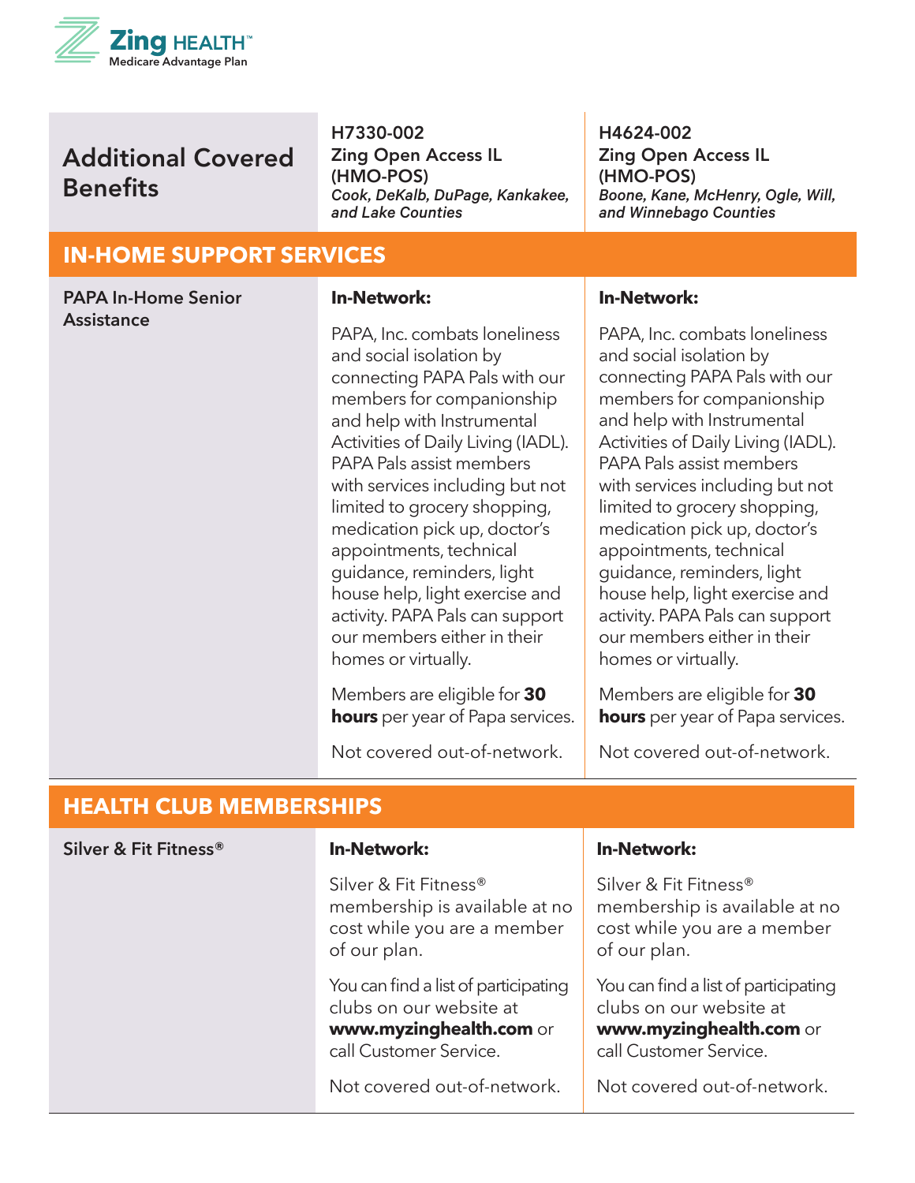| Additional Covered Benefits | **H7330-002**<br>**Zing Open Access IL (HMO-POS)**<br>***Cook, DeKalb, DuPage, Kankakee, and Lake Counties*** | **H4624-002**<br>**Zing Open Access IL (HMO-POS)**<br>***Boone, Kane, McHenry, Ogle, Will, and Winnebago Counties*** |
|---|---|---|
| **IN-HOME SUPPORT SERVICES** | | |
| PAPA In-Home Senior Assistance | **In-Network:**<br>PAPA, Inc. combats loneliness and social isolation by connecting PAPA Pals with our members for companionship and help with Instrumental Activities of Daily Living (IADL). PAPA Pals assist members with services including but not limited to grocery shopping, medication pick up, doctor's appointments, technical guidance, reminders, light house help, light exercise and activity. PAPA Pals can support our members either in their homes or virtually.<br>Members are eligible for **30 hours** per year of Papa services.<br>Not covered out-of-network. | **In-Network:**<br>PAPA, Inc. combats loneliness and social isolation by connecting PAPA Pals with our members for companionship and help with Instrumental Activities of Daily Living (IADL). PAPA Pals assist members with services including but not limited to grocery shopping, medication pick up, doctor's appointments, technical guidance, reminders, light house help, light exercise and activity. PAPA Pals can support our members either in their homes or virtually.<br>Members are eligible for **30 hours** per year of Papa services.<br>Not covered out-of-network. |
| **HEALTH CLUB MEMBERSHIPS** | | |
| Silver & Fit Fitness® | **In-Network:**<br>Silver & Fit Fitness® membership is available at no cost while you are a member of our plan.<br>You can find a list of participating clubs on our website at **www.myzinghealth.com** or call Customer Service.<br>Not covered out-of-network. | **In-Network:**<br>Silver & Fit Fitness® membership is available at no cost while you are a member of our plan.<br>You can find a list of participating clubs on our website at **www.myzinghealth.com** or call Customer Service.<br>Not covered out-of-network. |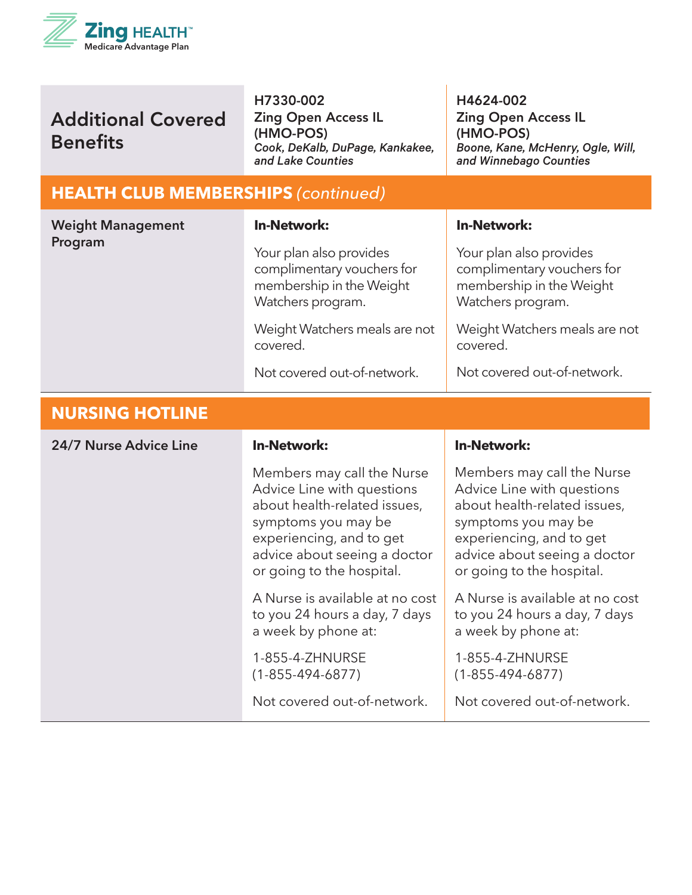| Additional Covered Benefits | H7330-002 Zing Open Access IL (HMO-POS) *Cook, DeKalb, DuPage, Kankakee, and Lake Counties* | H4624-002 Zing Open Access IL (HMO-POS) *Boone, Kane, McHenry, Ogle, Will, and Winnebago Counties* |
|---|---|---|
| **HEALTH CLUB MEMBERSHIPS** *(continued)* | | |
| Weight Management Program | **In-Network:** Your plan also provides complimentary vouchers for membership in the Weight Watchers program. Weight Watchers meals are not covered. Not covered out-of-network. | **In-Network:** Your plan also provides complimentary vouchers for membership in the Weight Watchers program. Weight Watchers meals are not covered. Not covered out-of-network. |
| **NURSING HOTLINE** | | |
| 24/7 Nurse Advice Line | **In-Network:** Members may call the Nurse Advice Line with questions about health-related issues, symptoms you may be experiencing, and to get advice about seeing a doctor or going to the hospital. A Nurse is available at no cost to you 24 hours a day, 7 days a week by phone at: 1-855-4-ZHNURSE (1-855-494-6877) Not covered out-of-network. | **In-Network:** Members may call the Nurse Advice Line with questions about health-related issues, symptoms you may be experiencing, and to get advice about seeing a doctor or going to the hospital. A Nurse is available at no cost to you 24 hours a day, 7 days a week by phone at: 1-855-4-ZHNURSE (1-855-494-6877) Not covered out-of-network. |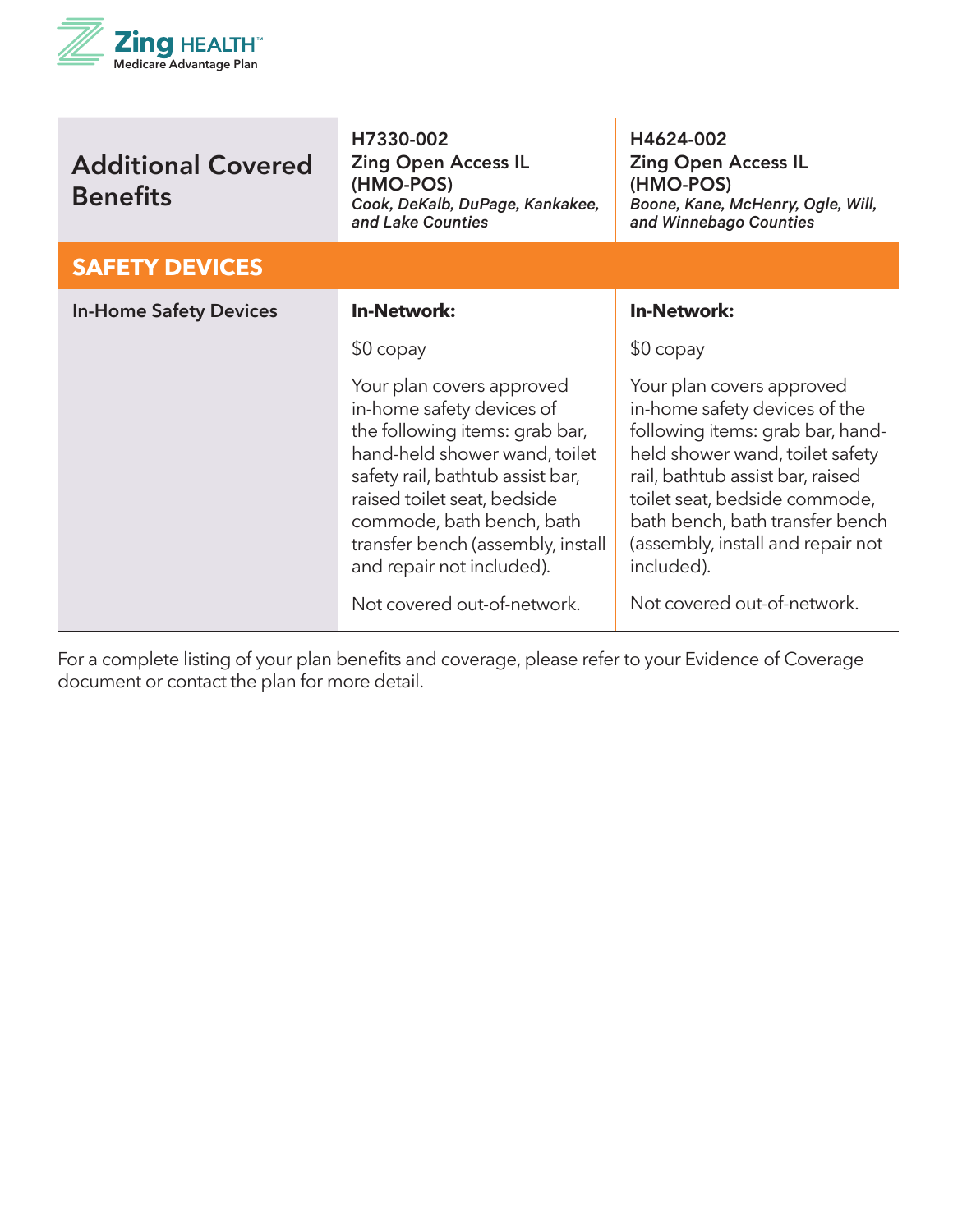| Additional Covered Benefits | H7330-002<br>Zing Open Access IL (HMO-POS)<br>*Cook, DeKalb, DuPage, Kankakee, and Lake Counties* | H4624-002<br>Zing Open Access IL (HMO-POS)<br>*Boone, Kane, McHenry, Ogle, Will, and Winnebago Counties* |
|---|---|---|
| **SAFETY DEVICES** | | |
| In-Home Safety Devices | **In-Network:**<br>$0 copay<br>Your plan covers approved in-home safety devices of the following items: grab bar, hand-held shower wand, toilet safety rail, bathtub assist bar, raised toilet seat, bedside commode, bath bench, bath transfer bench (assembly, install and repair not included).<br>Not covered out-of-network. | **In-Network:**<br>$0 copay<br>Your plan covers approved in-home safety devices of the following items: grab bar, hand-held shower wand, toilet safety rail, bathtub assist bar, raised toilet seat, bedside commode, bath bench, bath transfer bench (assembly, install and repair not included).<br>Not covered out-of-network. |

For a complete listing of your plan benefits and coverage, please refer to your Evidence of Coverage document or contact the plan for more detail.